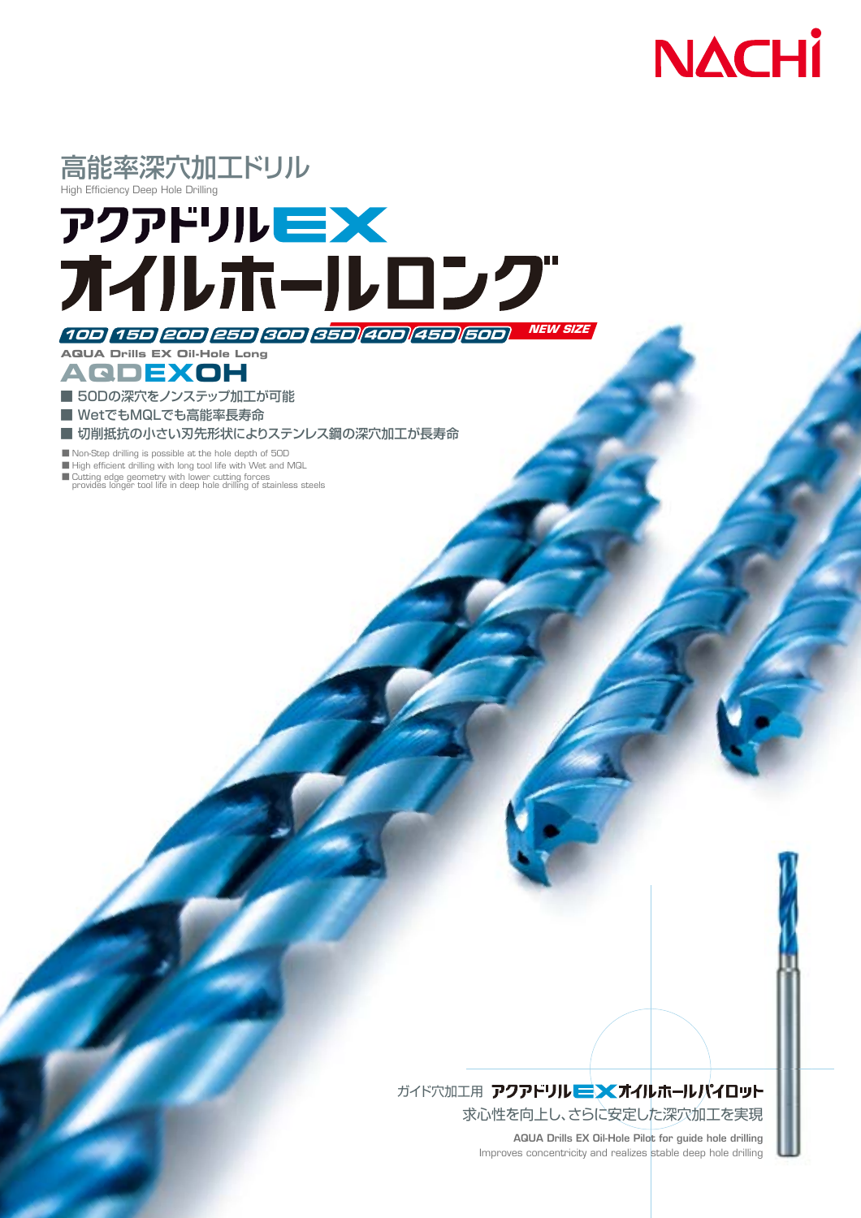NACHi

高能率深穴加工ドリル

High Efficiency Deep Hole Drilling

# アクアドリルEX オイルホールロング

10D 15D 20D 25D 30D 35D 40D 45D 50D **NEW SIZE**

AQUA Drills EX Oil-Hole Long

## AQDEXOH

- 50Dの深穴をノンステップ加工が可能
- WetでもMQLでも高能率長寿命
- 切削抵抗の小さい刃先形状によりステンレス鋼の深穴加工が長寿命

- Non-Step drilling is possible at the hole depth of 50D
- High efficient drilling with long tool life with Wet and MQL
- Cutting edge geometry with lower cutting forces provides longer tool life in deep hole drilling of stainless steels

ガイド穴加工用 **アクアドリルEXオイルホールパイロット**

求心性を向上し、さらに安定した深穴加工を実現

**AQUA Drills EX Oil-Hole Pilot for guide hole drilling**

Improves concentricity and realizes stable deep hole drilling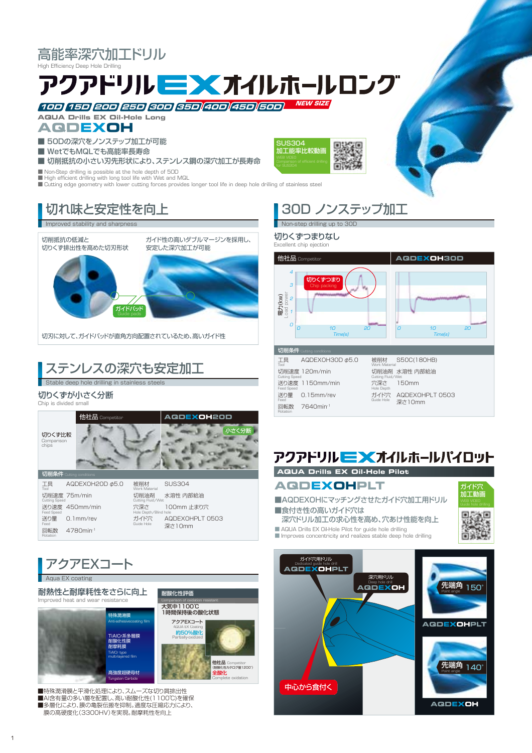高能率深穴加工ドリル
High Efficiency Deep Hole Drilling

# アクアドリルEXオイルホールロング

10D 15D 20D 25D 30D 35D 40D 45D 50D NEW SIZE

AQUA Drills EX Oil-Hole Long

## AQDEXOH

■ 50Dの深穴をノンステップ加工が可能
■ WetでもMQLでも高能率長寿命
■ 切削抵抗の小さい刃先形状により、ステンレス鋼の深穴加工が長寿命

■ Non-Step drilling is possible at the hole depth of 50D
■ High efficient drilling with long tool life with Wet and MQL
■ Cutting edge geometry with lower cutting forces provides longer tool life in deep hole drilling of stainless steel

SUS304 加工能率比較動画
WEB VIDEO Comparison of efficient drilling for SUS304

## 切れ味と安定性を向上
Improved stability and sharpness

切削抵抗の低減と切りくず排出性を高めた切刃形状

ガイド性の高いダブルマージンを採用し、安定した深穴加工が可能

ガイドパッド Guide pads

切刃に対して、ガイドパッドが直角方向配置されているため、高いガイド性

## ステンレスの深穴も安定加工
Stable deep hole drilling in stainless steels

### 切りくずが小さく分断
Chip is divided small

切りくず比較 Comparison chips

他社品 Competitor | AQDEXOH20D 小さく分断

切削条件 Cutting conditions

| | | | |
|---|---|---|---|
| 工具 Tool | AQDEXOH20D φ5.0 | 被削材 Work Material | SUS304 |
| 切削速度 Cutting Speed | 75m/min | 切削油剤 Cutting Fluid/Wet | 水溶性 内部給油 |
| 送り速度 Feed Speed | 450mm/min | 穴深さ Hole Depth/Blind hole | 100mm 止まり穴 |
| 送り量 Feed | 0.1mm/rev | ガイド穴 Guide Hole | AQDEXOHPLT 0503 深さ10mm |
| 回転数 Rotation | 4780min⁻¹ | | |

## アクアEXコート
Aqua EX coating

### 耐熱性と耐摩耗性をさらに向上
Improved heat and wear resistance

特殊潤滑膜 Anti-adhesivecoating film
TiAlCr系多層膜 耐酸化性膜 耐摩耗膜 TiAlCr type multi-layered film
高強度超硬母材 Tungsten Carbide

耐酸化性評価 Comparison of oxidation resistant
大気中1100℃ 1時間保持後の酸化状態

アクアEXコート AQUA EX Coating 約50%酸化 Partially-oxidized

他社品 Competitor (耐酸化性カタログ値1200℃) 全酸化 Complete oxidation

■特殊潤滑膜と平滑化処理により、スムーズな切り屑排出性
■Al含有量の多い層を配置し、高い耐酸化性(1100℃)を確保
■多層化により、膜の亀裂伝搬を抑制。適度な圧縮応力により、膜の高硬度化(3300HV)を実現。耐摩耗性を向上

## 30D ノンステップ加工
Non-step drilling up to 30D

### 切りくずつまりなし
Excellent chip ejection

他社品 Competitor | AQDEXOH30D

切りくずつまり Chip packing

電力(kW) Load power / Time(s)

切削条件 Cutting conditions

| | | | |
|---|---|---|---|
| 工具 Tool | AQDEXOH30D φ5.0 | 被削材 Work Material | S50C(180HB) |
| 切削速度 Cutting Speed | 120m/min | 切削油剤 Cutting Fluid/Wet | 水溶性 内部給油 |
| 送り速度 Feed Speed | 1150mm/min | 穴深さ Hole Depth | 150mm |
| 送り量 Feed | 0.15mm/rev | ガイド穴 Guide Hole | AQDEXOHPLT 0503 深さ10mm |
| 回転数 Rotation | 7640min⁻¹ | | |

# アクアドリルEXオイルホールパイロット
AQUA Drills EX Oil-Hole Pilot

## AQDEXOHPLT

ガイド穴加工動画 WEB VIDEO Guide hole drilling

■AQDEXOHにマッチングさせたガイド穴加工用ドリル
■食付き性の高いガイド穴は深穴ドリル加工の求心性を高め、穴あけ性能を向上

■ AQUA Drills EX Oil-Hole Pilot for guide hole drilling
■ Improves concentricity and realizes stable deep hole drilling

ガイド穴用ドリル Dedicated guide hole drill AQDEXOHPLT
深穴用ドリル Deep hole drill AQDEXOH
中心から食付く

先端角 Point angle 150° AQDEXOHPLT
先端角 Point angle 140° AQDEXOH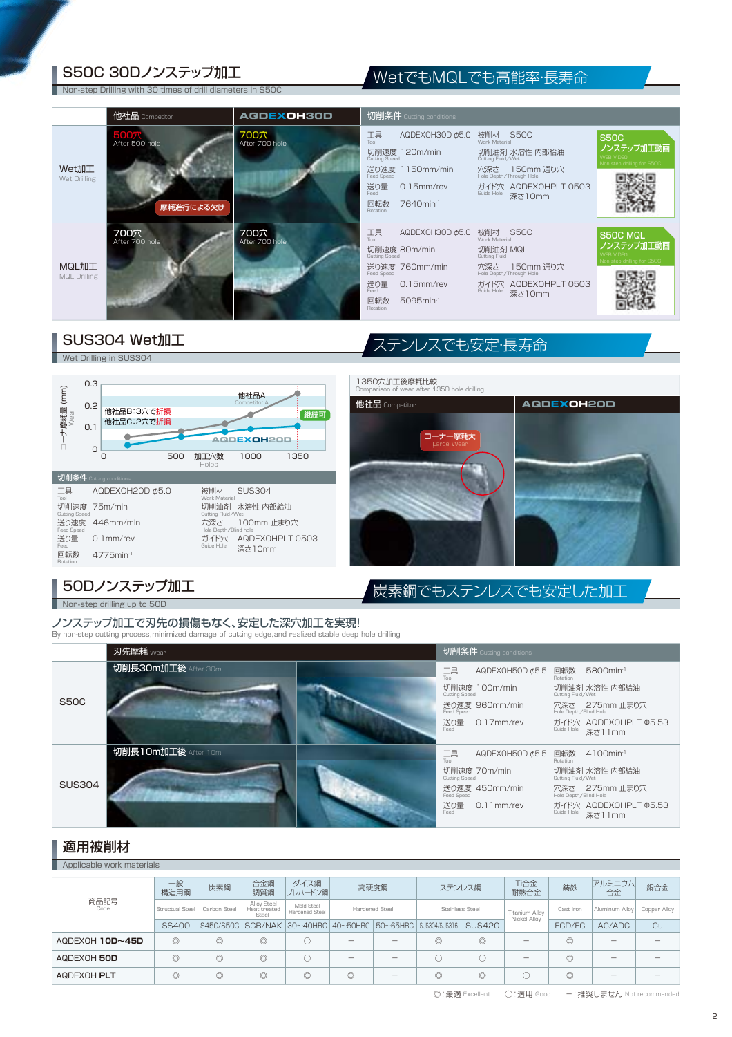## S50C 30Dノンステップ加工
Non-step Drilling with 30 times of drill diameters in S50C

**WetでもMQLでも高能率･長寿命**

| | 他社品 Competitor | AQDEXOH30D | 切削条件 Cutting conditions |
|---|---|---|---|
| Wet加工 Wet Drilling | 500穴 After 500 hole / 摩耗進行による欠け | 700穴 After 700 hole | 工具 Tool: AQDEXOH30D φ5.0 / 切削速度 Cutting Speed: 120m/min / 送り速度 Feed Speed: 1150mm/min / 送り量 Feed: 0.15mm/rev / 回転数 Rotation: 7640min-1 / 被削材 Work Material: S50C / 切削油剤 Cutting Fluid/Wet: 水溶性 内部給油 / 穴深さ Hole Depth/Through Hole: 150mm 通り穴 / ガイド穴 Guide Hole: AQDEXOHPLT 0503 深さ10mm |
| MQL加工 MQL Drilling | 700穴 After 700 hole | 700穴 After 700 hole | 工具 Tool: AQDEXOH30D φ5.0 / 切削速度 Cutting Speed: 80m/min / 送り速度 Feed Speed: 760mm/min / 送り量 Feed: 0.15mm/rev / 回転数 Rotation: 5095min-1 / 被削材 Work Material: S50C / 切削油剤 Cutting Fluid: MQL / 穴深さ Hole Depth/Through Hole: 150mm 通り穴 / ガイド穴 Guide Hole: AQDEXOHPLT 0503 深さ10mm |

S50C ノンステップ加工動画 WEB VIDEO Non step drilling for S50C

S50C MQL ノンステップ加工動画 WEB VIDEO Non step drilling for S50C

## SUS304 Wet加工
Wet Drilling in SUS304

**ステンレスでも安定･長寿命**

コーナ摩耗量 Wear (mm) / 加工穴数 Holes

- 他社品B:3穴で折損
- 他社品C:2穴で折損
- 他社品A Competitor A
- AQDEXOH20D 継続可

**切削条件** Cutting conditions

| | | | |
|---|---|---|---|
| 工具 Tool | AQDEXOH20D φ5.0 | 被削材 Work Material | SUS304 |
| 切削速度 Cutting Speed | 75m/min | 切削油剤 Cutting Fluid/Wet | 水溶性 内部給油 |
| 送り速度 Feed Speed | 446mm/min | 穴深さ Hole Depth/Blind hole | 100mm 止まり穴 |
| 送り量 Feed | 0.1mm/rev | ガイド穴 Guide Hole | AQDEXOHPLT 0503 深さ10mm |
| 回転数 Rotation | 4775min-1 | | |

1350穴加工後摩耗比較 Comparison of wear after 1350 hole drilling

他社品 Competitor: コーナー摩耗大 Large Wear / AQDEXOH20D

## 50Dノンステップ加工
Non-step drilling up to 50D

**炭素鋼でもステンレスでも安定した加工**

### ノンステップ加工で刃先の損傷もなく、安定した深穴加工を実現!
By non-step cutting process,minimized damage of cutting edge,and realized stable deep hole drilling

| | 刃先摩耗 Wear | 切削条件 Cutting conditions |
|---|---|---|
| S50C | 切削長30m加工後 After 30m | 工具 Tool: AQDEXOH50D φ5.5 / 切削速度 Cutting Speed: 100m/min / 送り速度 Feed Speed: 960mm/min / 送り量 Feed: 0.17mm/rev / 回転数 Rotation: 5800min-1 / 切削油剤 Cutting Fluid/Wet: 水溶性 内部給油 / 穴深さ Hole Depth/Blind Hole: 275mm 止まり穴 / ガイド穴 Guide Hole: AQDEXOHPLT Φ5.53 深さ11mm |
| SUS304 | 切削長10m加工後 After 10m | 工具 Tool: AQDEXOH50D φ5.5 / 切削速度 Cutting Speed: 70m/min / 送り速度 Feed Speed: 450mm/min / 送り量 Feed: 0.11mm/rev / 回転数 Rotation: 4100min-1 / 切削油剤 Cutting Fluid/Wet: 水溶性 内部給油 / 穴深さ Hole Depth/Blind Hole: 275mm 止まり穴 / ガイド穴 Guide Hole: AQDEXOHPLT Φ5.53 深さ11mm |

## 適用被削材
Applicable work materials

| 商品記号 Code | 一般構造用鋼 Structual Steel | 炭素鋼 Carbon Steel | 合金鋼 調質鋼 Alloy Steel Heat treated Steel | ダイス鋼 プレハードン鋼 Mold Steel Hardened Steel | 高硬度鋼 Hardened Steel | | | ステンレス鋼 Stainless Steel | | Ti合金 耐熱合金 Titanium Alloy Nickel Alloy | 鋳鉄 Cast Iron | アルミニウム合金 Aluminum Alloy | 銅合金 Copper Alloy |
|---|---|---|---|---|---|---|---|---|---|---|---|---|---|
| | SS400 | S45C/S50C | SCR/NAK | 30~40HRC | 40~50HRC | 50~65HRC | SUS304/SUS316 | SUS420 | | | FCD/FC | AC/ADC | Cu |
| AQDEXOH 10D~45D | ◎ | ◎ | ◎ | ○ | – | – | ◎ | ◎ | – | ◎ | – | – | |
| AQDEXOH 50D | ◎ | ◎ | ◎ | ○ | – | – | ○ | ○ | – | ◎ | – | – | |
| AQDEXOH PLT | ◎ | ◎ | ◎ | ◎ | ◎ | – | ◎ | ◎ | ○ | ◎ | – | – | |

◎:最適 Excellent　○:適用 Good　–:推奨しません Not recommended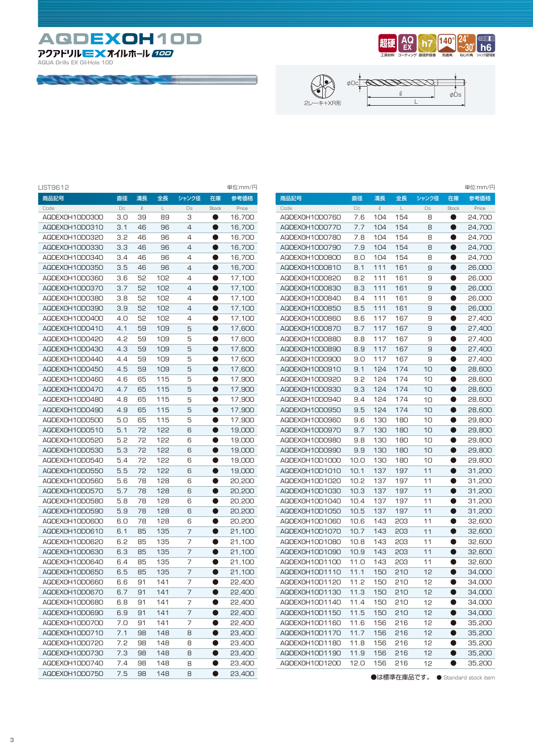# AQDEXOH10D

## アクアドリルEXオイルホール 10D

AQUA Drills EX Oil-Hole 10D

超硬 工具材料 / AQ EX コーティング / h7 直径許容差 / 140° 先端角 / 24°~30° ねじれ角 / h6 シャンク径許容差

2レーキ+XR形

φDc / ℓ / L / φDs

LIST9612　　単位:mm/円

| 商品記号<br>Code | 直径<br>Dc | 溝長<br>ℓ | 全長<br>L | シャンク径<br>Ds | 在庫<br>Stock | 参考価格<br>Price |
|---|---|---|---|---|---|---|
| AQDEXOH10D0300 | 3.0 | 39 | 89 | 3 | ● | 16,700 |
| AQDEXOH10D0310 | 3.1 | 46 | 96 | 4 | ● | 16,700 |
| AQDEXOH10D0320 | 3.2 | 46 | 96 | 4 | ● | 16,700 |
| AQDEXOH10D0330 | 3.3 | 46 | 96 | 4 | ● | 16,700 |
| AQDEXOH10D0340 | 3.4 | 46 | 96 | 4 | ● | 16,700 |
| AQDEXOH10D0350 | 3.5 | 46 | 96 | 4 | ● | 16,700 |
| AQDEXOH10D0360 | 3.6 | 52 | 102 | 4 | ● | 17,100 |
| AQDEXOH10D0370 | 3.7 | 52 | 102 | 4 | ● | 17,100 |
| AQDEXOH10D0380 | 3.8 | 52 | 102 | 4 | ● | 17,100 |
| AQDEXOH10D0390 | 3.9 | 52 | 102 | 4 | ● | 17,100 |
| AQDEXOH10D0400 | 4.0 | 52 | 102 | 4 | ● | 17,100 |
| AQDEXOH10D0410 | 4.1 | 59 | 109 | 5 | ● | 17,600 |
| AQDEXOH10D0420 | 4.2 | 59 | 109 | 5 | ● | 17,600 |
| AQDEXOH10D0430 | 4.3 | 59 | 109 | 5 | ● | 17,600 |
| AQDEXOH10D0440 | 4.4 | 59 | 109 | 5 | ● | 17,600 |
| AQDEXOH10D0450 | 4.5 | 59 | 109 | 5 | ● | 17,600 |
| AQDEXOH10D0460 | 4.6 | 65 | 115 | 5 | ● | 17,900 |
| AQDEXOH10D0470 | 4.7 | 65 | 115 | 5 | ● | 17,900 |
| AQDEXOH10D0480 | 4.8 | 65 | 115 | 5 | ● | 17,900 |
| AQDEXOH10D0490 | 4.9 | 65 | 115 | 5 | ● | 17,900 |
| AQDEXOH10D0500 | 5.0 | 65 | 115 | 5 | ● | 17,900 |
| AQDEXOH10D0510 | 5.1 | 72 | 122 | 6 | ● | 19,000 |
| AQDEXOH10D0520 | 5.2 | 72 | 122 | 6 | ● | 19,000 |
| AQDEXOH10D0530 | 5.3 | 72 | 122 | 6 | ● | 19,000 |
| AQDEXOH10D0540 | 5.4 | 72 | 122 | 6 | ● | 19,000 |
| AQDEXOH10D0550 | 5.5 | 72 | 122 | 6 | ● | 19,000 |
| AQDEXOH10D0560 | 5.6 | 78 | 128 | 6 | ● | 20,200 |
| AQDEXOH10D0570 | 5.7 | 78 | 128 | 6 | ● | 20,200 |
| AQDEXOH10D0580 | 5.8 | 78 | 128 | 6 | ● | 20,200 |
| AQDEXOH10D0590 | 5.9 | 78 | 128 | 6 | ● | 20,200 |
| AQDEXOH10D0600 | 6.0 | 78 | 128 | 6 | ● | 20,200 |
| AQDEXOH10D0610 | 6.1 | 85 | 135 | 7 | ● | 21,100 |
| AQDEXOH10D0620 | 6.2 | 85 | 135 | 7 | ● | 21,100 |
| AQDEXOH10D0630 | 6.3 | 85 | 135 | 7 | ● | 21,100 |
| AQDEXOH10D0640 | 6.4 | 85 | 135 | 7 | ● | 21,100 |
| AQDEXOH10D0650 | 6.5 | 85 | 135 | 7 | ● | 21,100 |
| AQDEXOH10D0660 | 6.6 | 91 | 141 | 7 | ● | 22,400 |
| AQDEXOH10D0670 | 6.7 | 91 | 141 | 7 | ● | 22,400 |
| AQDEXOH10D0680 | 6.8 | 91 | 141 | 7 | ● | 22,400 |
| AQDEXOH10D0690 | 6.9 | 91 | 141 | 7 | ● | 22,400 |
| AQDEXOH10D0700 | 7.0 | 91 | 141 | 7 | ● | 22,400 |
| AQDEXOH10D0710 | 7.1 | 98 | 148 | 8 | ● | 23,400 |
| AQDEXOH10D0720 | 7.2 | 98 | 148 | 8 | ● | 23,400 |
| AQDEXOH10D0730 | 7.3 | 98 | 148 | 8 | ● | 23,400 |
| AQDEXOH10D0740 | 7.4 | 98 | 148 | 8 | ● | 23,400 |
| AQDEXOH10D0750 | 7.5 | 98 | 148 | 8 | ● | 23,400 |
| AQDEXOH10D0760 | 7.6 | 104 | 154 | 8 | ● | 24,700 |
| AQDEXOH10D0770 | 7.7 | 104 | 154 | 8 | ● | 24,700 |
| AQDEXOH10D0780 | 7.8 | 104 | 154 | 8 | ● | 24,700 |
| AQDEXOH10D0790 | 7.9 | 104 | 154 | 8 | ● | 24,700 |
| AQDEXOH10D0800 | 8.0 | 104 | 154 | 8 | ● | 24,700 |
| AQDEXOH10D0810 | 8.1 | 111 | 161 | 9 | ● | 26,000 |
| AQDEXOH10D0820 | 8.2 | 111 | 161 | 9 | ● | 26,000 |
| AQDEXOH10D0830 | 8.3 | 111 | 161 | 9 | ● | 26,000 |
| AQDEXOH10D0840 | 8.4 | 111 | 161 | 9 | ● | 26,000 |
| AQDEXOH10D0850 | 8.5 | 111 | 161 | 9 | ● | 26,000 |
| AQDEXOH10D0860 | 8.6 | 117 | 167 | 9 | ● | 27,400 |
| AQDEXOH10D0870 | 8.7 | 117 | 167 | 9 | ● | 27,400 |
| AQDEXOH10D0880 | 8.8 | 117 | 167 | 9 | ● | 27,400 |
| AQDEXOH10D0890 | 8.9 | 117 | 167 | 9 | ● | 27,400 |
| AQDEXOH10D0900 | 9.0 | 117 | 167 | 9 | ● | 27,400 |
| AQDEXOH10D0910 | 9.1 | 124 | 174 | 10 | ● | 28,600 |
| AQDEXOH10D0920 | 9.2 | 124 | 174 | 10 | ● | 28,600 |
| AQDEXOH10D0930 | 9.3 | 124 | 174 | 10 | ● | 28,600 |
| AQDEXOH10D0940 | 9.4 | 124 | 174 | 10 | ● | 28,600 |
| AQDEXOH10D0950 | 9.5 | 124 | 174 | 10 | ● | 28,600 |
| AQDEXOH10D0960 | 9.6 | 130 | 180 | 10 | ● | 29,800 |
| AQDEXOH10D0970 | 9.7 | 130 | 180 | 10 | ● | 29,800 |
| AQDEXOH10D0980 | 9.8 | 130 | 180 | 10 | ● | 29,800 |
| AQDEXOH10D0990 | 9.9 | 130 | 180 | 10 | ● | 29,800 |
| AQDEXOH10D1000 | 10.0 | 130 | 180 | 10 | ● | 29,800 |
| AQDEXOH10D1010 | 10.1 | 137 | 197 | 11 | ● | 31,200 |
| AQDEXOH10D1020 | 10.2 | 137 | 197 | 11 | ● | 31,200 |
| AQDEXOH10D1030 | 10.3 | 137 | 197 | 11 | ● | 31,200 |
| AQDEXOH10D1040 | 10.4 | 137 | 197 | 11 | ● | 31,200 |
| AQDEXOH10D1050 | 10.5 | 137 | 197 | 11 | ● | 31,200 |
| AQDEXOH10D1060 | 10.6 | 143 | 203 | 11 | ● | 32,600 |
| AQDEXOH10D1070 | 10.7 | 143 | 203 | 11 | ● | 32,600 |
| AQDEXOH10D1080 | 10.8 | 143 | 203 | 11 | ● | 32,600 |
| AQDEXOH10D1090 | 10.9 | 143 | 203 | 11 | ● | 32,600 |
| AQDEXOH10D1100 | 11.0 | 143 | 203 | 11 | ● | 32,600 |
| AQDEXOH10D1110 | 11.1 | 150 | 210 | 12 | ● | 34,000 |
| AQDEXOH10D1120 | 11.2 | 150 | 210 | 12 | ● | 34,000 |
| AQDEXOH10D1130 | 11.3 | 150 | 210 | 12 | ● | 34,000 |
| AQDEXOH10D1140 | 11.4 | 150 | 210 | 12 | ● | 34,000 |
| AQDEXOH10D1150 | 11.5 | 150 | 210 | 12 | ● | 34,000 |
| AQDEXOH10D1160 | 11.6 | 156 | 216 | 12 | ● | 35,200 |
| AQDEXOH10D1170 | 11.7 | 156 | 216 | 12 | ● | 35,200 |
| AQDEXOH10D1180 | 11.8 | 156 | 216 | 12 | ● | 35,200 |
| AQDEXOH10D1190 | 11.9 | 156 | 216 | 12 | ● | 35,200 |
| AQDEXOH10D1200 | 12.0 | 156 | 216 | 12 | ● | 35,200 |

●は標準在庫品です。　●:Standard stock item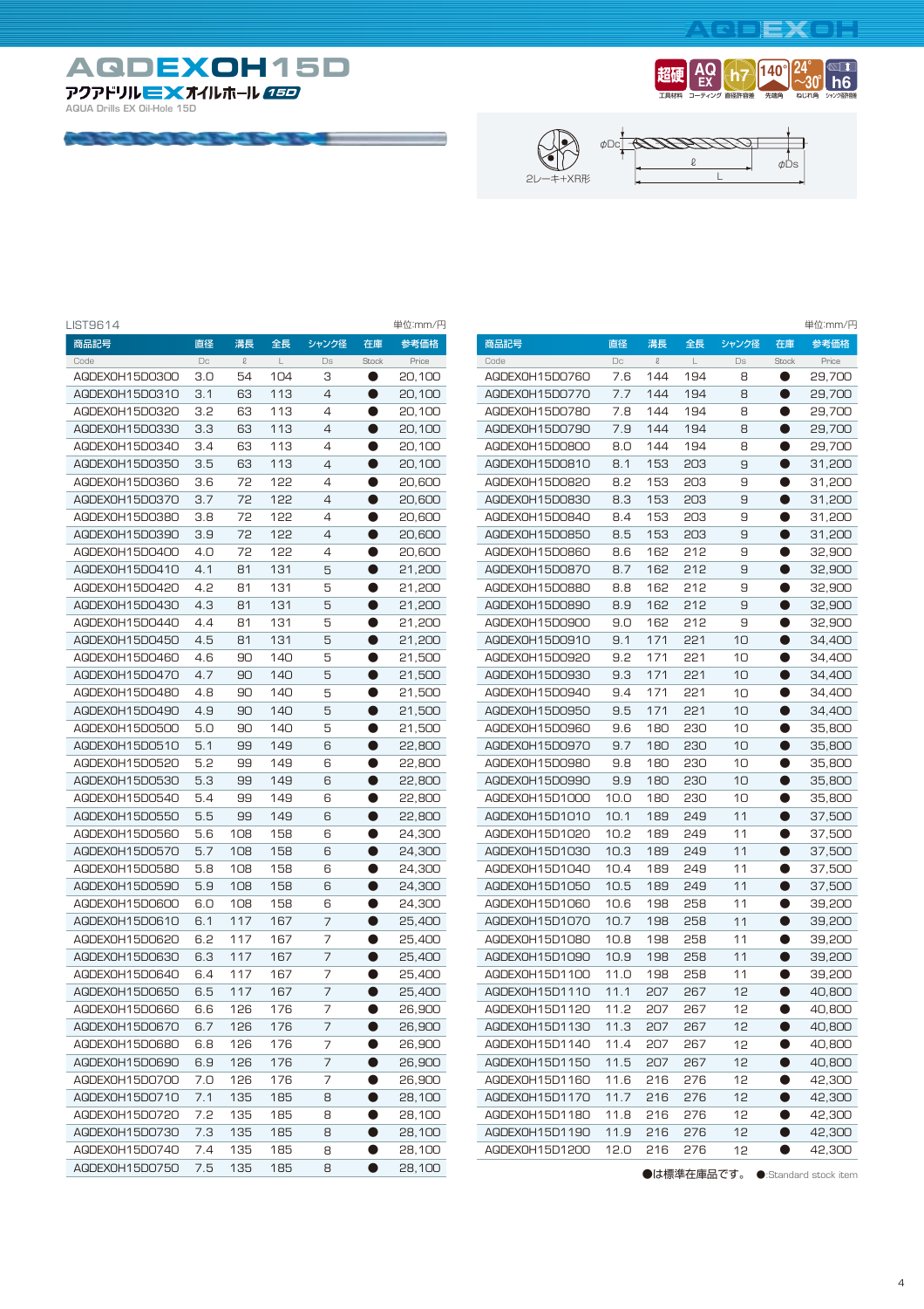# AQDEXOH15D

アクアドリルEXオイルホール 15D

AQUA Drills EX Oil-Hole 15D

超硬 工具材料 / AQ EX コーティング / h7 直径許容差 / 140° 先端角 / 24°~30° ねじれ角 / h6 シャンク許容差

2レーキ+XR形

φDc / ℓ / L / φDs

LIST9614

単位:mm/円

| 商品記号 Code | 直径 Dc | 溝長 ℓ | 全長 L | シャンク径 Ds | 在庫 Stock | 参考価格 Price |
|---|---|---|---|---|---|---|
| AQDEXOH15D0300 | 3.0 | 54 | 104 | 3 | ● | 20,100 |
| AQDEXOH15D0310 | 3.1 | 63 | 113 | 4 | ● | 20,100 |
| AQDEXOH15D0320 | 3.2 | 63 | 113 | 4 | ● | 20,100 |
| AQDEXOH15D0330 | 3.3 | 63 | 113 | 4 | ● | 20,100 |
| AQDEXOH15D0340 | 3.4 | 63 | 113 | 4 | ● | 20,100 |
| AQDEXOH15D0350 | 3.5 | 63 | 113 | 4 | ● | 20,100 |
| AQDEXOH15D0360 | 3.6 | 72 | 122 | 4 | ● | 20,600 |
| AQDEXOH15D0370 | 3.7 | 72 | 122 | 4 | ● | 20,600 |
| AQDEXOH15D0380 | 3.8 | 72 | 122 | 4 | ● | 20,600 |
| AQDEXOH15D0390 | 3.9 | 72 | 122 | 4 | ● | 20,600 |
| AQDEXOH15D0400 | 4.0 | 72 | 122 | 4 | ● | 20,600 |
| AQDEXOH15D0410 | 4.1 | 81 | 131 | 5 | ● | 21,200 |
| AQDEXOH15D0420 | 4.2 | 81 | 131 | 5 | ● | 21,200 |
| AQDEXOH15D0430 | 4.3 | 81 | 131 | 5 | ● | 21,200 |
| AQDEXOH15D0440 | 4.4 | 81 | 131 | 5 | ● | 21,200 |
| AQDEXOH15D0450 | 4.5 | 81 | 131 | 5 | ● | 21,200 |
| AQDEXOH15D0460 | 4.6 | 90 | 140 | 5 | ● | 21,500 |
| AQDEXOH15D0470 | 4.7 | 90 | 140 | 5 | ● | 21,500 |
| AQDEXOH15D0480 | 4.8 | 90 | 140 | 5 | ● | 21,500 |
| AQDEXOH15D0490 | 4.9 | 90 | 140 | 5 | ● | 21,500 |
| AQDEXOH15D0500 | 5.0 | 90 | 140 | 5 | ● | 21,500 |
| AQDEXOH15D0510 | 5.1 | 99 | 149 | 6 | ● | 22,800 |
| AQDEXOH15D0520 | 5.2 | 99 | 149 | 6 | ● | 22,800 |
| AQDEXOH15D0530 | 5.3 | 99 | 149 | 6 | ● | 22,800 |
| AQDEXOH15D0540 | 5.4 | 99 | 149 | 6 | ● | 22,800 |
| AQDEXOH15D0550 | 5.5 | 99 | 149 | 6 | ● | 22,800 |
| AQDEXOH15D0560 | 5.6 | 108 | 158 | 6 | ● | 24,300 |
| AQDEXOH15D0570 | 5.7 | 108 | 158 | 6 | ● | 24,300 |
| AQDEXOH15D0580 | 5.8 | 108 | 158 | 6 | ● | 24,300 |
| AQDEXOH15D0590 | 5.9 | 108 | 158 | 6 | ● | 24,300 |
| AQDEXOH15D0600 | 6.0 | 108 | 158 | 6 | ● | 24,300 |
| AQDEXOH15D0610 | 6.1 | 117 | 167 | 7 | ● | 25,400 |
| AQDEXOH15D0620 | 6.2 | 117 | 167 | 7 | ● | 25,400 |
| AQDEXOH15D0630 | 6.3 | 117 | 167 | 7 | ● | 25,400 |
| AQDEXOH15D0640 | 6.4 | 117 | 167 | 7 | ● | 25,400 |
| AQDEXOH15D0650 | 6.5 | 117 | 167 | 7 | ● | 25,400 |
| AQDEXOH15D0660 | 6.6 | 126 | 176 | 7 | ● | 26,900 |
| AQDEXOH15D0670 | 6.7 | 126 | 176 | 7 | ● | 26,900 |
| AQDEXOH15D0680 | 6.8 | 126 | 176 | 7 | ● | 26,900 |
| AQDEXOH15D0690 | 6.9 | 126 | 176 | 7 | ● | 26,900 |
| AQDEXOH15D0700 | 7.0 | 126 | 176 | 7 | ● | 26,900 |
| AQDEXOH15D0710 | 7.1 | 135 | 185 | 8 | ● | 28,100 |
| AQDEXOH15D0720 | 7.2 | 135 | 185 | 8 | ● | 28,100 |
| AQDEXOH15D0730 | 7.3 | 135 | 185 | 8 | ● | 28,100 |
| AQDEXOH15D0740 | 7.4 | 135 | 185 | 8 | ● | 28,100 |
| AQDEXOH15D0750 | 7.5 | 135 | 185 | 8 | ● | 28,100 |
| AQDEXOH15D0760 | 7.6 | 144 | 194 | 8 | ● | 29,700 |
| AQDEXOH15D0770 | 7.7 | 144 | 194 | 8 | ● | 29,700 |
| AQDEXOH15D0780 | 7.8 | 144 | 194 | 8 | ● | 29,700 |
| AQDEXOH15D0790 | 7.9 | 144 | 194 | 8 | ● | 29,700 |
| AQDEXOH15D0800 | 8.0 | 144 | 194 | 8 | ● | 29,700 |
| AQDEXOH15D0810 | 8.1 | 153 | 203 | 9 | ● | 31,200 |
| AQDEXOH15D0820 | 8.2 | 153 | 203 | 9 | ● | 31,200 |
| AQDEXOH15D0830 | 8.3 | 153 | 203 | 9 | ● | 31,200 |
| AQDEXOH15D0840 | 8.4 | 153 | 203 | 9 | ● | 31,200 |
| AQDEXOH15D0850 | 8.5 | 153 | 203 | 9 | ● | 31,200 |
| AQDEXOH15D0860 | 8.6 | 162 | 212 | 9 | ● | 32,900 |
| AQDEXOH15D0870 | 8.7 | 162 | 212 | 9 | ● | 32,900 |
| AQDEXOH15D0880 | 8.8 | 162 | 212 | 9 | ● | 32,900 |
| AQDEXOH15D0890 | 8.9 | 162 | 212 | 9 | ● | 32,900 |
| AQDEXOH15D0900 | 9.0 | 162 | 212 | 9 | ● | 32,900 |
| AQDEXOH15D0910 | 9.1 | 171 | 221 | 10 | ● | 34,400 |
| AQDEXOH15D0920 | 9.2 | 171 | 221 | 10 | ● | 34,400 |
| AQDEXOH15D0930 | 9.3 | 171 | 221 | 10 | ● | 34,400 |
| AQDEXOH15D0940 | 9.4 | 171 | 221 | 10 | ● | 34,400 |
| AQDEXOH15D0950 | 9.5 | 171 | 221 | 10 | ● | 34,400 |
| AQDEXOH15D0960 | 9.6 | 180 | 230 | 10 | ● | 35,800 |
| AQDEXOH15D0970 | 9.7 | 180 | 230 | 10 | ● | 35,800 |
| AQDEXOH15D0980 | 9.8 | 180 | 230 | 10 | ● | 35,800 |
| AQDEXOH15D0990 | 9.9 | 180 | 230 | 10 | ● | 35,800 |
| AQDEXOH15D1000 | 10.0 | 180 | 230 | 10 | ● | 35,800 |
| AQDEXOH15D1010 | 10.1 | 189 | 249 | 11 | ● | 37,500 |
| AQDEXOH15D1020 | 10.2 | 189 | 249 | 11 | ● | 37,500 |
| AQDEXOH15D1030 | 10.3 | 189 | 249 | 11 | ● | 37,500 |
| AQDEXOH15D1040 | 10.4 | 189 | 249 | 11 | ● | 37,500 |
| AQDEXOH15D1050 | 10.5 | 189 | 249 | 11 | ● | 37,500 |
| AQDEXOH15D1060 | 10.6 | 198 | 258 | 11 | ● | 39,200 |
| AQDEXOH15D1070 | 10.7 | 198 | 258 | 11 | ● | 39,200 |
| AQDEXOH15D1080 | 10.8 | 198 | 258 | 11 | ● | 39,200 |
| AQDEXOH15D1090 | 10.9 | 198 | 258 | 11 | ● | 39,200 |
| AQDEXOH15D1100 | 11.0 | 198 | 258 | 11 | ● | 39,200 |
| AQDEXOH15D1110 | 11.1 | 207 | 267 | 12 | ● | 40,800 |
| AQDEXOH15D1120 | 11.2 | 207 | 267 | 12 | ● | 40,800 |
| AQDEXOH15D1130 | 11.3 | 207 | 267 | 12 | ● | 40,800 |
| AQDEXOH15D1140 | 11.4 | 207 | 267 | 12 | ● | 40,800 |
| AQDEXOH15D1150 | 11.5 | 207 | 267 | 12 | ● | 40,800 |
| AQDEXOH15D1160 | 11.6 | 216 | 276 | 12 | ● | 42,300 |
| AQDEXOH15D1170 | 11.7 | 216 | 276 | 12 | ● | 42,300 |
| AQDEXOH15D1180 | 11.8 | 216 | 276 | 12 | ● | 42,300 |
| AQDEXOH15D1190 | 11.9 | 216 | 276 | 12 | ● | 42,300 |
| AQDEXOH15D1200 | 12.0 | 216 | 276 | 12 | ● | 42,300 |

●は標準在庫品です。 ●:Standard stock item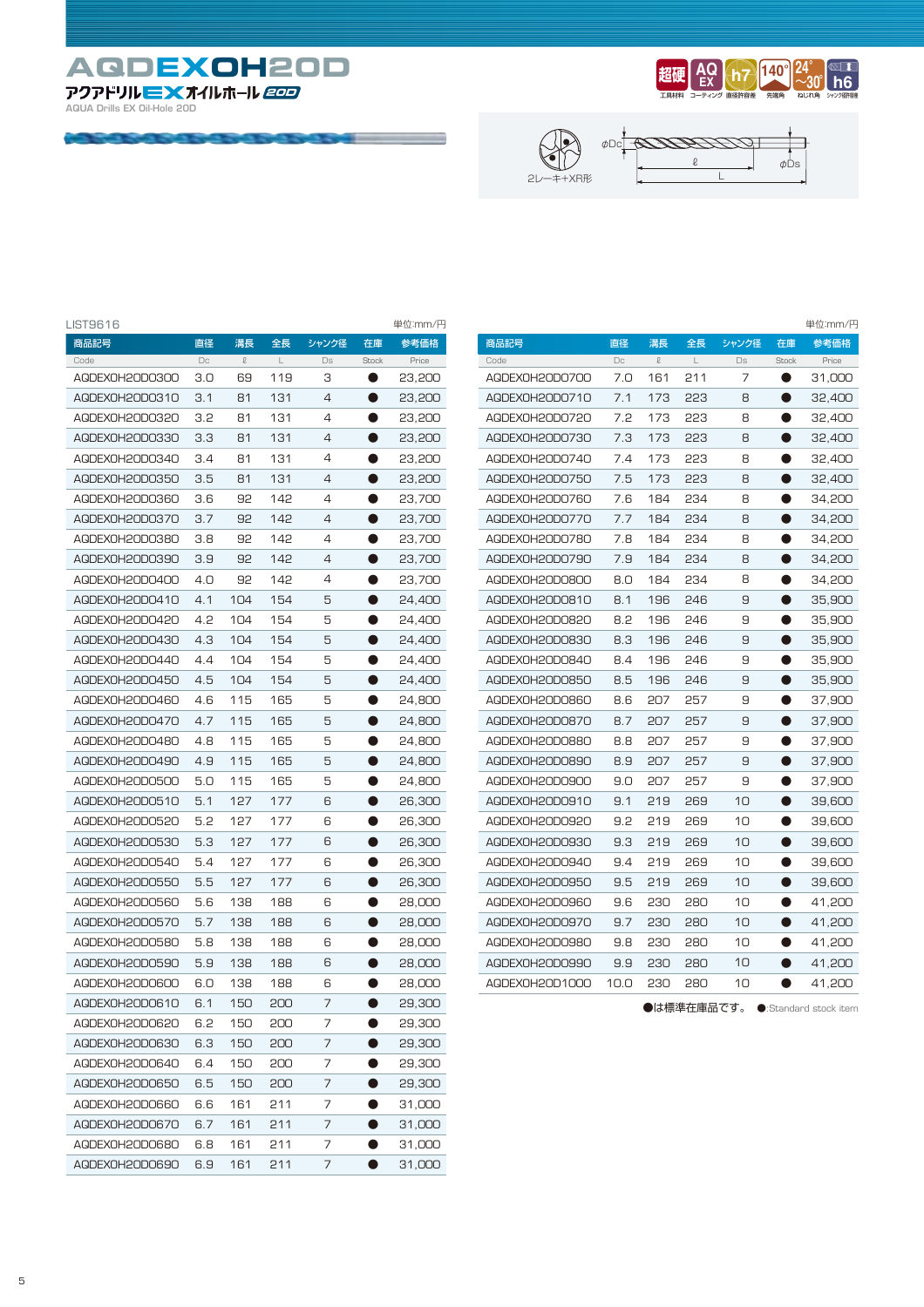# AQDEXOH20D

**アクアドリルEXオイルホール 20D**

AQUA Drills EX Oil-Hole 20D

超硬 工具材料 / AQ EX コーティング / h7 直径許容差 / 140° 先端角 / 24°~30° ねじれ角 / h6 シャンク径許容差

2レーキ+XR形

φDc ℓ L φDs

LIST9616　単位:mm/円

| 商品記号 Code | 直径 Dc | 溝長 ℓ | 全長 L | シャンク径 Ds | 在庫 Stock | 参考価格 Price |
|---|---|---|---|---|---|---|
| AQDEXOH20D0300 | 3.0 | 69 | 119 | 3 | ● | 23,200 |
| AQDEXOH20D0310 | 3.1 | 81 | 131 | 4 | ● | 23,200 |
| AQDEXOH20D0320 | 3.2 | 81 | 131 | 4 | ● | 23,200 |
| AQDEXOH20D0330 | 3.3 | 81 | 131 | 4 | ● | 23,200 |
| AQDEXOH20D0340 | 3.4 | 81 | 131 | 4 | ● | 23,200 |
| AQDEXOH20D0350 | 3.5 | 81 | 131 | 4 | ● | 23,200 |
| AQDEXOH20D0360 | 3.6 | 92 | 142 | 4 | ● | 23,700 |
| AQDEXOH20D0370 | 3.7 | 92 | 142 | 4 | ● | 23,700 |
| AQDEXOH20D0380 | 3.8 | 92 | 142 | 4 | ● | 23,700 |
| AQDEXOH20D0390 | 3.9 | 92 | 142 | 4 | ● | 23,700 |
| AQDEXOH20D0400 | 4.0 | 92 | 142 | 4 | ● | 23,700 |
| AQDEXOH20D0410 | 4.1 | 104 | 154 | 5 | ● | 24,400 |
| AQDEXOH20D0420 | 4.2 | 104 | 154 | 5 | ● | 24,400 |
| AQDEXOH20D0430 | 4.3 | 104 | 154 | 5 | ● | 24,400 |
| AQDEXOH20D0440 | 4.4 | 104 | 154 | 5 | ● | 24,400 |
| AQDEXOH20D0450 | 4.5 | 104 | 154 | 5 | ● | 24,400 |
| AQDEXOH20D0460 | 4.6 | 115 | 165 | 5 | ● | 24,800 |
| AQDEXOH20D0470 | 4.7 | 115 | 165 | 5 | ● | 24,800 |
| AQDEXOH20D0480 | 4.8 | 115 | 165 | 5 | ● | 24,800 |
| AQDEXOH20D0490 | 4.9 | 115 | 165 | 5 | ● | 24,800 |
| AQDEXOH20D0500 | 5.0 | 115 | 165 | 5 | ● | 24,800 |
| AQDEXOH20D0510 | 5.1 | 127 | 177 | 6 | ● | 26,300 |
| AQDEXOH20D0520 | 5.2 | 127 | 177 | 6 | ● | 26,300 |
| AQDEXOH20D0530 | 5.3 | 127 | 177 | 6 | ● | 26,300 |
| AQDEXOH20D0540 | 5.4 | 127 | 177 | 6 | ● | 26,300 |
| AQDEXOH20D0550 | 5.5 | 127 | 177 | 6 | ● | 26,300 |
| AQDEXOH20D0560 | 5.6 | 138 | 188 | 6 | ● | 28,000 |
| AQDEXOH20D0570 | 5.7 | 138 | 188 | 6 | ● | 28,000 |
| AQDEXOH20D0580 | 5.8 | 138 | 188 | 6 | ● | 28,000 |
| AQDEXOH20D0590 | 5.9 | 138 | 188 | 6 | ● | 28,000 |
| AQDEXOH20D0600 | 6.0 | 138 | 188 | 6 | ● | 28,000 |
| AQDEXOH20D0610 | 6.1 | 150 | 200 | 7 | ● | 29,300 |
| AQDEXOH20D0620 | 6.2 | 150 | 200 | 7 | ● | 29,300 |
| AQDEXOH20D0630 | 6.3 | 150 | 200 | 7 | ● | 29,300 |
| AQDEXOH20D0640 | 6.4 | 150 | 200 | 7 | ● | 29,300 |
| AQDEXOH20D0650 | 6.5 | 150 | 200 | 7 | ● | 29,300 |
| AQDEXOH20D0660 | 6.6 | 161 | 211 | 7 | ● | 31,000 |
| AQDEXOH20D0670 | 6.7 | 161 | 211 | 7 | ● | 31,000 |
| AQDEXOH20D0680 | 6.8 | 161 | 211 | 7 | ● | 31,000 |
| AQDEXOH20D0690 | 6.9 | 161 | 211 | 7 | ● | 31,000 |
| AQDEXOH20D0700 | 7.0 | 161 | 211 | 7 | ● | 31,000 |
| AQDEXOH20D0710 | 7.1 | 173 | 223 | 8 | ● | 32,400 |
| AQDEXOH20D0720 | 7.2 | 173 | 223 | 8 | ● | 32,400 |
| AQDEXOH20D0730 | 7.3 | 173 | 223 | 8 | ● | 32,400 |
| AQDEXOH20D0740 | 7.4 | 173 | 223 | 8 | ● | 32,400 |
| AQDEXOH20D0750 | 7.5 | 173 | 223 | 8 | ● | 32,400 |
| AQDEXOH20D0760 | 7.6 | 184 | 234 | 8 | ● | 34,200 |
| AQDEXOH20D0770 | 7.7 | 184 | 234 | 8 | ● | 34,200 |
| AQDEXOH20D0780 | 7.8 | 184 | 234 | 8 | ● | 34,200 |
| AQDEXOH20D0790 | 7.9 | 184 | 234 | 8 | ● | 34,200 |
| AQDEXOH20D0800 | 8.0 | 184 | 234 | 8 | ● | 34,200 |
| AQDEXOH20D0810 | 8.1 | 196 | 246 | 9 | ● | 35,900 |
| AQDEXOH20D0820 | 8.2 | 196 | 246 | 9 | ● | 35,900 |
| AQDEXOH20D0830 | 8.3 | 196 | 246 | 9 | ● | 35,900 |
| AQDEXOH20D0840 | 8.4 | 196 | 246 | 9 | ● | 35,900 |
| AQDEXOH20D0850 | 8.5 | 196 | 246 | 9 | ● | 35,900 |
| AQDEXOH20D0860 | 8.6 | 207 | 257 | 9 | ● | 37,900 |
| AQDEXOH20D0870 | 8.7 | 207 | 257 | 9 | ● | 37,900 |
| AQDEXOH20D0880 | 8.8 | 207 | 257 | 9 | ● | 37,900 |
| AQDEXOH20D0890 | 8.9 | 207 | 257 | 9 | ● | 37,900 |
| AQDEXOH20D0900 | 9.0 | 207 | 257 | 9 | ● | 37,900 |
| AQDEXOH20D0910 | 9.1 | 219 | 269 | 10 | ● | 39,600 |
| AQDEXOH20D0920 | 9.2 | 219 | 269 | 10 | ● | 39,600 |
| AQDEXOH20D0930 | 9.3 | 219 | 269 | 10 | ● | 39,600 |
| AQDEXOH20D0940 | 9.4 | 219 | 269 | 10 | ● | 39,600 |
| AQDEXOH20D0950 | 9.5 | 219 | 269 | 10 | ● | 39,600 |
| AQDEXOH20D0960 | 9.6 | 230 | 280 | 10 | ● | 41,200 |
| AQDEXOH20D0970 | 9.7 | 230 | 280 | 10 | ● | 41,200 |
| AQDEXOH20D0980 | 9.8 | 230 | 280 | 10 | ● | 41,200 |
| AQDEXOH20D0990 | 9.9 | 230 | 280 | 10 | ● | 41,200 |
| AQDEXOH20D1000 | 10.0 | 230 | 280 | 10 | ● | 41,200 |

●は標準在庫品です。　●:Standard stock item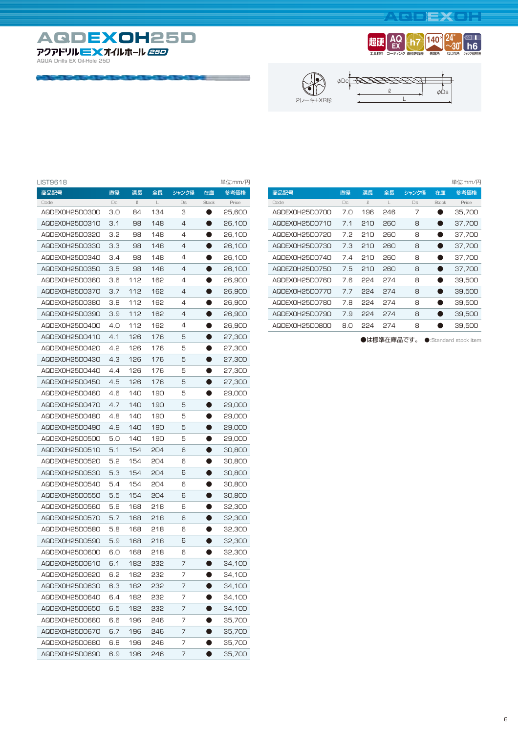# AQDEXOH25D

アクアドリルEXオイルホール 25D

AQUA Drills EX Oil-Hole 25D

超硬 工具材料 | AQ EX コーティング | h7 直径許容差 | 140° 先端角 | 24°～30° ねじれ角 | h6 シャンク径許容差

2レーキ+XR形

φDc　ℓ　L　φDs

LIST9618

単位:mm/円

| 商品記号 Code | 直径 Dc | 溝長 ℓ | 全長 L | シャンク径 Ds | 在庫 Stock | 参考価格 Price |
|---|---|---|---|---|---|---|
| AQDEXOH25D0300 | 3.0 | 84 | 134 | 3 | ● | 25,600 |
| AQDEXOH25D0310 | 3.1 | 98 | 148 | 4 | ● | 26,100 |
| AQDEXOH25D0320 | 3.2 | 98 | 148 | 4 | ● | 26,100 |
| AQDEXOH25D0330 | 3.3 | 98 | 148 | 4 | ● | 26,100 |
| AQDEXOH25D0340 | 3.4 | 98 | 148 | 4 | ● | 26,100 |
| AQDEXOH25D0350 | 3.5 | 98 | 148 | 4 | ● | 26,100 |
| AQDEXOH25D0360 | 3.6 | 112 | 162 | 4 | ● | 26,900 |
| AQDEXOH25D0370 | 3.7 | 112 | 162 | 4 | ● | 26,900 |
| AQDEXOH25D0380 | 3.8 | 112 | 162 | 4 | ● | 26,900 |
| AQDEXOH25D0390 | 3.9 | 112 | 162 | 4 | ● | 26,900 |
| AQDEXOH25D0400 | 4.0 | 112 | 162 | 4 | ● | 26,900 |
| AQDEXOH25D0410 | 4.1 | 126 | 176 | 5 | ● | 27,300 |
| AQDEXOH25D0420 | 4.2 | 126 | 176 | 5 | ● | 27,300 |
| AQDEXOH25D0430 | 4.3 | 126 | 176 | 5 | ● | 27,300 |
| AQDEXOH25D0440 | 4.4 | 126 | 176 | 5 | ● | 27,300 |
| AQDEXOH25D0450 | 4.5 | 126 | 176 | 5 | ● | 27,300 |
| AQDEXOH25D0460 | 4.6 | 140 | 190 | 5 | ● | 29,000 |
| AQDEXOH25D0470 | 4.7 | 140 | 190 | 5 | ● | 29,000 |
| AQDEXOH25D0480 | 4.8 | 140 | 190 | 5 | ● | 29,000 |
| AQDEXOH25D0490 | 4.9 | 140 | 190 | 5 | ● | 29,000 |
| AQDEXOH25D0500 | 5.0 | 140 | 190 | 5 | ● | 29,000 |
| AQDEXOH25D0510 | 5.1 | 154 | 204 | 6 | ● | 30,800 |
| AQDEXOH25D0520 | 5.2 | 154 | 204 | 6 | ● | 30,800 |
| AQDEXOH25D0530 | 5.3 | 154 | 204 | 6 | ● | 30,800 |
| AQDEXOH25D0540 | 5.4 | 154 | 204 | 6 | ● | 30,800 |
| AQDEXOH25D0550 | 5.5 | 154 | 204 | 6 | ● | 30,800 |
| AQDEXOH25D0560 | 5.6 | 168 | 218 | 6 | ● | 32,300 |
| AQDEXOH25D0570 | 5.7 | 168 | 218 | 6 | ● | 32,300 |
| AQDEXOH25D0580 | 5.8 | 168 | 218 | 6 | ● | 32,300 |
| AQDEXOH25D0590 | 5.9 | 168 | 218 | 6 | ● | 32,300 |
| AQDEXOH25D0600 | 6.0 | 168 | 218 | 6 | ● | 32,300 |
| AQDEXOH25D0610 | 6.1 | 182 | 232 | 7 | ● | 34,100 |
| AQDEXOH25D0620 | 6.2 | 182 | 232 | 7 | ● | 34,100 |
| AQDEXOH25D0630 | 6.3 | 182 | 232 | 7 | ● | 34,100 |
| AQDEXOH25D0640 | 6.4 | 182 | 232 | 7 | ● | 34,100 |
| AQDEXOH25D0650 | 6.5 | 182 | 232 | 7 | ● | 34,100 |
| AQDEXOH25D0660 | 6.6 | 196 | 246 | 7 | ● | 35,700 |
| AQDEXOH25D0670 | 6.7 | 196 | 246 | 7 | ● | 35,700 |
| AQDEXOH25D0680 | 6.8 | 196 | 246 | 7 | ● | 35,700 |
| AQDEXOH25D0690 | 6.9 | 196 | 246 | 7 | ● | 35,700 |
| AQDEXOH25D0700 | 7.0 | 196 | 246 | 7 | ● | 35,700 |
| AQDEXOH25D0710 | 7.1 | 210 | 260 | 8 | ● | 37,700 |
| AQDEXOH25D0720 | 7.2 | 210 | 260 | 8 | ● | 37,700 |
| AQDEXOH25D0730 | 7.3 | 210 | 260 | 8 | ● | 37,700 |
| AQDEXOH25D0740 | 7.4 | 210 | 260 | 8 | ● | 37,700 |
| AQDEZOH25D0750 | 7.5 | 210 | 260 | 8 | ● | 37,700 |
| AQDEXOH25D0760 | 7.6 | 224 | 274 | 8 | ● | 39,500 |
| AQDEXOH25D0770 | 7.7 | 224 | 274 | 8 | ● | 39,500 |
| AQDEXOH25D0780 | 7.8 | 224 | 274 | 8 | ● | 39,500 |
| AQDEXOH25D0790 | 7.9 | 224 | 274 | 8 | ● | 39,500 |
| AQDEXOH25D0800 | 8.0 | 224 | 274 | 8 | ● | 39,500 |

●は標準在庫品です。 ●:Standard stock item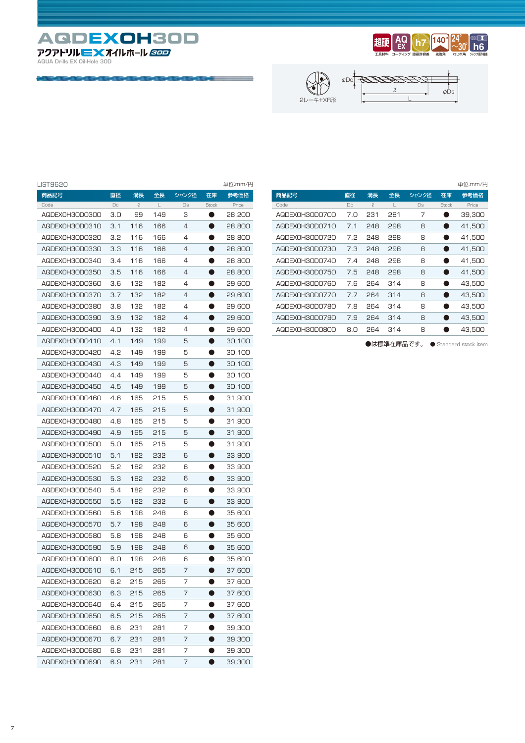# AQDEXOH30D

## アクアドリルEXオイルホール30D

AQUA Drills EX Oil-Hole 30D

超硬 工具材料 / AQ EX コーティング / h7 直径許容差 / 140° 先端角 / 24°~30° ねじれ角 / h6 シャンク径許容差

2レーキ+XR形

φDc　ℓ　L　φDs

LIST9620

単位:mm/円

| 商品記号 Code | 直径 Dc | 溝長 ℓ | 全長 L | シャンク径 Ds | 在庫 Stock | 参考価格 Price |
|---|---|---|---|---|---|---|
| AQDEXOH30D0300 | 3.0 | 99 | 149 | 3 | ● | 28,200 |
| AQDEXOH30D0310 | 3.1 | 116 | 166 | 4 | ● | 28,800 |
| AQDEXOH30D0320 | 3.2 | 116 | 166 | 4 | ● | 28,800 |
| AQDEXOH30D0330 | 3.3 | 116 | 166 | 4 | ● | 28,800 |
| AQDEXOH30D0340 | 3.4 | 116 | 166 | 4 | ● | 28,800 |
| AQDEXOH30D0350 | 3.5 | 116 | 166 | 4 | ● | 28,800 |
| AQDEXOH30D0360 | 3.6 | 132 | 182 | 4 | ● | 29,600 |
| AQDEXOH30D0370 | 3.7 | 132 | 182 | 4 | ● | 29,600 |
| AQDEXOH30D0380 | 3.8 | 132 | 182 | 4 | ● | 29,600 |
| AQDEXOH30D0390 | 3.9 | 132 | 182 | 4 | ● | 29,600 |
| AQDEXOH30D0400 | 4.0 | 132 | 182 | 4 | ● | 29,600 |
| AQDEXOH30D0410 | 4.1 | 149 | 199 | 5 | ● | 30,100 |
| AQDEXOH30D0420 | 4.2 | 149 | 199 | 5 | ● | 30,100 |
| AQDEXOH30D0430 | 4.3 | 149 | 199 | 5 | ● | 30,100 |
| AQDEXOH30D0440 | 4.4 | 149 | 199 | 5 | ● | 30,100 |
| AQDEXOH30D0450 | 4.5 | 149 | 199 | 5 | ● | 30,100 |
| AQDEXOH30D0460 | 4.6 | 165 | 215 | 5 | ● | 31,900 |
| AQDEXOH30D0470 | 4.7 | 165 | 215 | 5 | ● | 31,900 |
| AQDEXOH30D0480 | 4.8 | 165 | 215 | 5 | ● | 31,900 |
| AQDEXOH30D0490 | 4.9 | 165 | 215 | 5 | ● | 31,900 |
| AQDEXOH30D0500 | 5.0 | 165 | 215 | 5 | ● | 31,900 |
| AQDEXOH30D0510 | 5.1 | 182 | 232 | 6 | ● | 33,900 |
| AQDEXOH30D0520 | 5.2 | 182 | 232 | 6 | ● | 33,900 |
| AQDEXOH30D0530 | 5.3 | 182 | 232 | 6 | ● | 33,900 |
| AQDEXOH30D0540 | 5.4 | 182 | 232 | 6 | ● | 33,900 |
| AQDEXOH30D0550 | 5.5 | 182 | 232 | 6 | ● | 33,900 |
| AQDEXOH30D0560 | 5.6 | 198 | 248 | 6 | ● | 35,600 |
| AQDEXOH30D0570 | 5.7 | 198 | 248 | 6 | ● | 35,600 |
| AQDEXOH30D0580 | 5.8 | 198 | 248 | 6 | ● | 35,600 |
| AQDEXOH30D0590 | 5.9 | 198 | 248 | 6 | ● | 35,600 |
| AQDEXOH30D0600 | 6.0 | 198 | 248 | 6 | ● | 35,600 |
| AQDEXOH30D0610 | 6.1 | 215 | 265 | 7 | ● | 37,600 |
| AQDEXOH30D0620 | 6.2 | 215 | 265 | 7 | ● | 37,600 |
| AQDEXOH30D0630 | 6.3 | 215 | 265 | 7 | ● | 37,600 |
| AQDEXOH30D0640 | 6.4 | 215 | 265 | 7 | ● | 37,600 |
| AQDEXOH30D0650 | 6.5 | 215 | 265 | 7 | ● | 37,600 |
| AQDEXOH30D0660 | 6.6 | 231 | 281 | 7 | ● | 39,300 |
| AQDEXOH30D0670 | 6.7 | 231 | 281 | 7 | ● | 39,300 |
| AQDEXOH30D0680 | 6.8 | 231 | 281 | 7 | ● | 39,300 |
| AQDEXOH30D0690 | 6.9 | 231 | 281 | 7 | ● | 39,300 |
| AQDEXOH30D0700 | 7.0 | 231 | 281 | 7 | ● | 39,300 |
| AQDEXOH30D0710 | 7.1 | 248 | 298 | 8 | ● | 41,500 |
| AQDEXOH30D0720 | 7.2 | 248 | 298 | 8 | ● | 41,500 |
| AQDEXOH30D0730 | 7.3 | 248 | 298 | 8 | ● | 41,500 |
| AQDEXOH30D0740 | 7.4 | 248 | 298 | 8 | ● | 41,500 |
| AQDEXOH30D0750 | 7.5 | 248 | 298 | 8 | ● | 41,500 |
| AQDEXOH30D0760 | 7.6 | 264 | 314 | 8 | ● | 43,500 |
| AQDEXOH30D0770 | 7.7 | 264 | 314 | 8 | ● | 43,500 |
| AQDEXOH30D0780 | 7.8 | 264 | 314 | 8 | ● | 43,500 |
| AQDEXOH30D0790 | 7.9 | 264 | 314 | 8 | ● | 43,500 |
| AQDEXOH30D0800 | 8.0 | 264 | 314 | 8 | ● | 43,500 |

●は標準在庫品です。　●:Standard stock item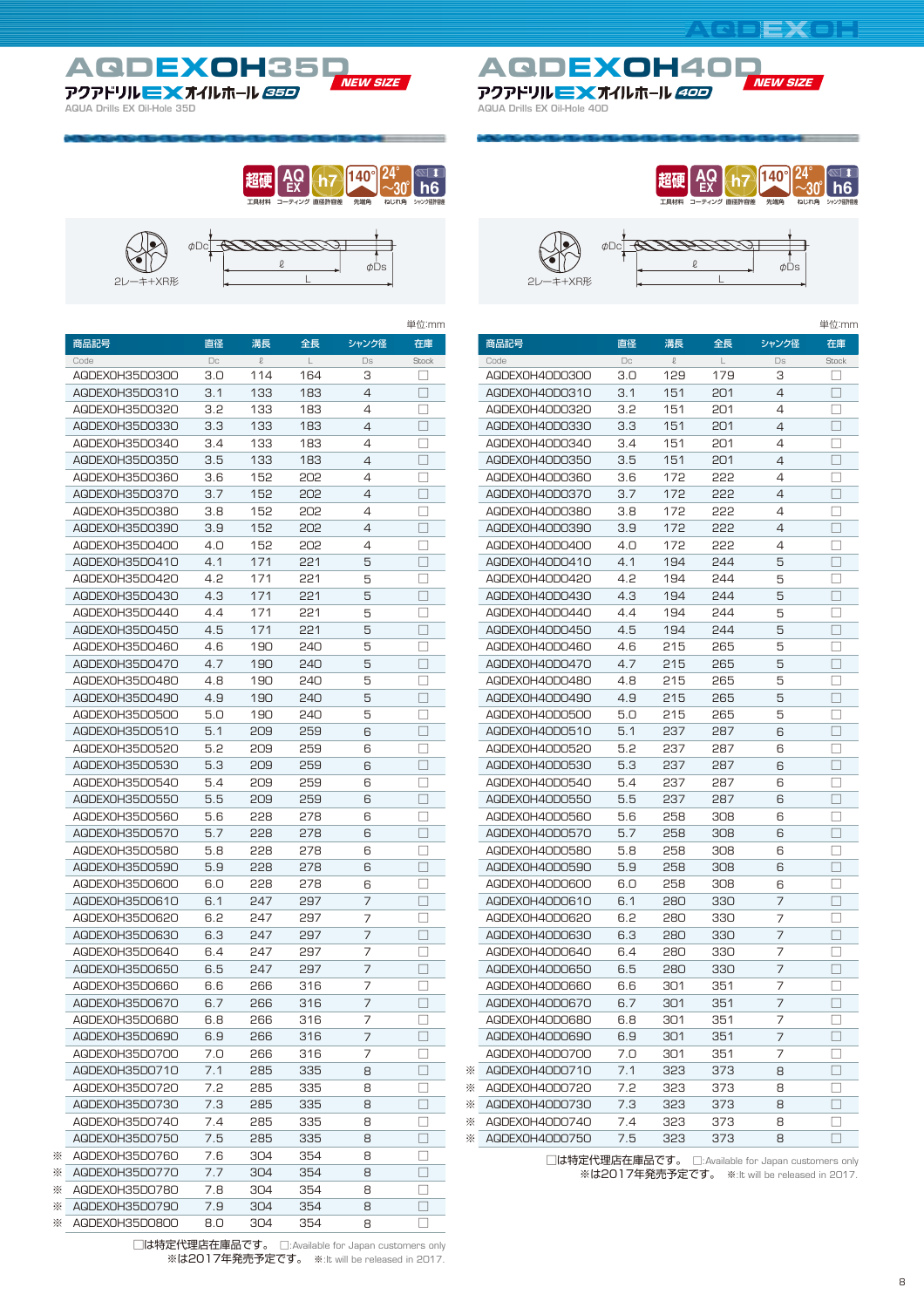# AQDEXOH35D

NEW SIZE

アクアドリルEXオイルホール 35D

AQUA Drills EX Oil-Hole 35D

超硬 工具材料 / AQ EX コーティング / h7 直径許容差 / 140° 先端角 / 24°~30° ねじれ角 / h6 シャンク径許容差

φDc ℓ L φDs

2レーキ+XR形

単位:mm

| 商品記号 Code | 直径 Dc | 溝長 ℓ | 全長 L | シャンク径 Ds | 在庫 Stock |
|---|---|---|---|---|---|
| AQDEXOH35D0300 | 3.0 | 114 | 164 | 3 | □ |
| AQDEXOH35D0310 | 3.1 | 133 | 183 | 4 | □ |
| AQDEXOH35D0320 | 3.2 | 133 | 183 | 4 | □ |
| AQDEXOH35D0330 | 3.3 | 133 | 183 | 4 | □ |
| AQDEXOH35D0340 | 3.4 | 133 | 183 | 4 | □ |
| AQDEXOH35D0350 | 3.5 | 133 | 183 | 4 | □ |
| AQDEXOH35D0360 | 3.6 | 152 | 202 | 4 | □ |
| AQDEXOH35D0370 | 3.7 | 152 | 202 | 4 | □ |
| AQDEXOH35D0380 | 3.8 | 152 | 202 | 4 | □ |
| AQDEXOH35D0390 | 3.9 | 152 | 202 | 4 | □ |
| AQDEXOH35D0400 | 4.0 | 152 | 202 | 4 | □ |
| AQDEXOH35D0410 | 4.1 | 171 | 221 | 5 | □ |
| AQDEXOH35D0420 | 4.2 | 171 | 221 | 5 | □ |
| AQDEXOH35D0430 | 4.3 | 171 | 221 | 5 | □ |
| AQDEXOH35D0440 | 4.4 | 171 | 221 | 5 | □ |
| AQDEXOH35D0450 | 4.5 | 171 | 221 | 5 | □ |
| AQDEXOH35D0460 | 4.6 | 190 | 240 | 5 | □ |
| AQDEXOH35D0470 | 4.7 | 190 | 240 | 5 | □ |
| AQDEXOH35D0480 | 4.8 | 190 | 240 | 5 | □ |
| AQDEXOH35D0490 | 4.9 | 190 | 240 | 5 | □ |
| AQDEXOH35D0500 | 5.0 | 190 | 240 | 5 | □ |
| AQDEXOH35D0510 | 5.1 | 209 | 259 | 6 | □ |
| AQDEXOH35D0520 | 5.2 | 209 | 259 | 6 | □ |
| AQDEXOH35D0530 | 5.3 | 209 | 259 | 6 | □ |
| AQDEXOH35D0540 | 5.4 | 209 | 259 | 6 | □ |
| AQDEXOH35D0550 | 5.5 | 209 | 259 | 6 | □ |
| AQDEXOH35D0560 | 5.6 | 228 | 278 | 6 | □ |
| AQDEXOH35D0570 | 5.7 | 228 | 278 | 6 | □ |
| AQDEXOH35D0580 | 5.8 | 228 | 278 | 6 | □ |
| AQDEXOH35D0590 | 5.9 | 228 | 278 | 6 | □ |
| AQDEXOH35D0600 | 6.0 | 228 | 278 | 6 | □ |
| AQDEXOH35D0610 | 6.1 | 247 | 297 | 7 | □ |
| AQDEXOH35D0620 | 6.2 | 247 | 297 | 7 | □ |
| AQDEXOH35D0630 | 6.3 | 247 | 297 | 7 | □ |
| AQDEXOH35D0640 | 6.4 | 247 | 297 | 7 | □ |
| AQDEXOH35D0650 | 6.5 | 247 | 297 | 7 | □ |
| AQDEXOH35D0660 | 6.6 | 266 | 316 | 7 | □ |
| AQDEXOH35D0670 | 6.7 | 266 | 316 | 7 | □ |
| AQDEXOH35D0680 | 6.8 | 266 | 316 | 7 | □ |
| AQDEXOH35D0690 | 6.9 | 266 | 316 | 7 | □ |
| AQDEXOH35D0700 | 7.0 | 266 | 316 | 7 | □ |
| AQDEXOH35D0710 | 7.1 | 285 | 335 | 8 | □ |
| AQDEXOH35D0720 | 7.2 | 285 | 335 | 8 | □ |
| AQDEXOH35D0730 | 7.3 | 285 | 335 | 8 | □ |
| AQDEXOH35D0740 | 7.4 | 285 | 335 | 8 | □ |
| AQDEXOH35D0750 | 7.5 | 285 | 335 | 8 | □ |
| ※ AQDEXOH35D0760 | 7.6 | 304 | 354 | 8 | □ |
| ※ AQDEXOH35D0770 | 7.7 | 304 | 354 | 8 | □ |
| ※ AQDEXOH35D0780 | 7.8 | 304 | 354 | 8 | □ |
| ※ AQDEXOH35D0790 | 7.9 | 304 | 354 | 8 | □ |
| ※ AQDEXOH35D0800 | 8.0 | 304 | 354 | 8 | □ |

□は特定代理店在庫品です。 □:Available for Japan customers only
※は2017年発売予定です。 ※:It will be released in 2017.

# AQDEXOH40D

NEW SIZE

アクアドリルEXオイルホール 40D

AQUA Drills EX Oil-Hole 40D

超硬 工具材料 / AQ EX コーティング / h7 直径許容差 / 140° 先端角 / 24°~30° ねじれ角 / h6 シャンク径許容差

φDc ℓ L φDs

2レーキ+XR形

単位:mm

| 商品記号 Code | 直径 Dc | 溝長 ℓ | 全長 L | シャンク径 Ds | 在庫 Stock |
|---|---|---|---|---|---|
| AQDEXOH40D0300 | 3.0 | 129 | 179 | 3 | □ |
| AQDEXOH40D0310 | 3.1 | 151 | 201 | 4 | □ |
| AQDEXOH40D0320 | 3.2 | 151 | 201 | 4 | □ |
| AQDEXOH40D0330 | 3.3 | 151 | 201 | 4 | □ |
| AQDEXOH40D0340 | 3.4 | 151 | 201 | 4 | □ |
| AQDEXOH40D0350 | 3.5 | 151 | 201 | 4 | □ |
| AQDEXOH40D0360 | 3.6 | 172 | 222 | 4 | □ |
| AQDEXOH40D0370 | 3.7 | 172 | 222 | 4 | □ |
| AQDEXOH40D0380 | 3.8 | 172 | 222 | 4 | □ |
| AQDEXOH40D0390 | 3.9 | 172 | 222 | 4 | □ |
| AQDEXOH40D0400 | 4.0 | 172 | 222 | 4 | □ |
| AQDEXOH40D0410 | 4.1 | 194 | 244 | 5 | □ |
| AQDEXOH40D0420 | 4.2 | 194 | 244 | 5 | □ |
| AQDEXOH40D0430 | 4.3 | 194 | 244 | 5 | □ |
| AQDEXOH40D0440 | 4.4 | 194 | 244 | 5 | □ |
| AQDEXOH40D0450 | 4.5 | 194 | 244 | 5 | □ |
| AQDEXOH40D0460 | 4.6 | 215 | 265 | 5 | □ |
| AQDEXOH40D0470 | 4.7 | 215 | 265 | 5 | □ |
| AQDEXOH40D0480 | 4.8 | 215 | 265 | 5 | □ |
| AQDEXOH40D0490 | 4.9 | 215 | 265 | 5 | □ |
| AQDEXOH40D0500 | 5.0 | 215 | 265 | 5 | □ |
| AQDEXOH40D0510 | 5.1 | 237 | 287 | 6 | □ |
| AQDEXOH40D0520 | 5.2 | 237 | 287 | 6 | □ |
| AQDEXOH40D0530 | 5.3 | 237 | 287 | 6 | □ |
| AQDEXOH40D0540 | 5.4 | 237 | 287 | 6 | □ |
| AQDEXOH40D0550 | 5.5 | 237 | 287 | 6 | □ |
| AQDEXOH40D0560 | 5.6 | 258 | 308 | 6 | □ |
| AQDEXOH40D0570 | 5.7 | 258 | 308 | 6 | □ |
| AQDEXOH40D0580 | 5.8 | 258 | 308 | 6 | □ |
| AQDEXOH40D0590 | 5.9 | 258 | 308 | 6 | □ |
| AQDEXOH40D0600 | 6.0 | 258 | 308 | 6 | □ |
| AQDEXOH40D0610 | 6.1 | 280 | 330 | 7 | □ |
| AQDEXOH40D0620 | 6.2 | 280 | 330 | 7 | □ |
| AQDEXOH40D0630 | 6.3 | 280 | 330 | 7 | □ |
| AQDEXOH40D0640 | 6.4 | 280 | 330 | 7 | □ |
| AQDEXOH40D0650 | 6.5 | 280 | 330 | 7 | □ |
| AQDEXOH40D0660 | 6.6 | 301 | 351 | 7 | □ |
| AQDEXOH40D0670 | 6.7 | 301 | 351 | 7 | □ |
| AQDEXOH40D0680 | 6.8 | 301 | 351 | 7 | □ |
| AQDEXOH40D0690 | 6.9 | 301 | 351 | 7 | □ |
| AQDEXOH40D0700 | 7.0 | 301 | 351 | 7 | □ |
| ※ AQDEXOH40D0710 | 7.1 | 323 | 373 | 8 | □ |
| ※ AQDEXOH40D0720 | 7.2 | 323 | 373 | 8 | □ |
| ※ AQDEXOH40D0730 | 7.3 | 323 | 373 | 8 | □ |
| ※ AQDEXOH40D0740 | 7.4 | 323 | 373 | 8 | □ |
| ※ AQDEXOH40D0750 | 7.5 | 323 | 373 | 8 | □ |

□は特定代理店在庫品です。 □:Available for Japan customers only
※は2017年発売予定です。 ※:It will be released in 2017.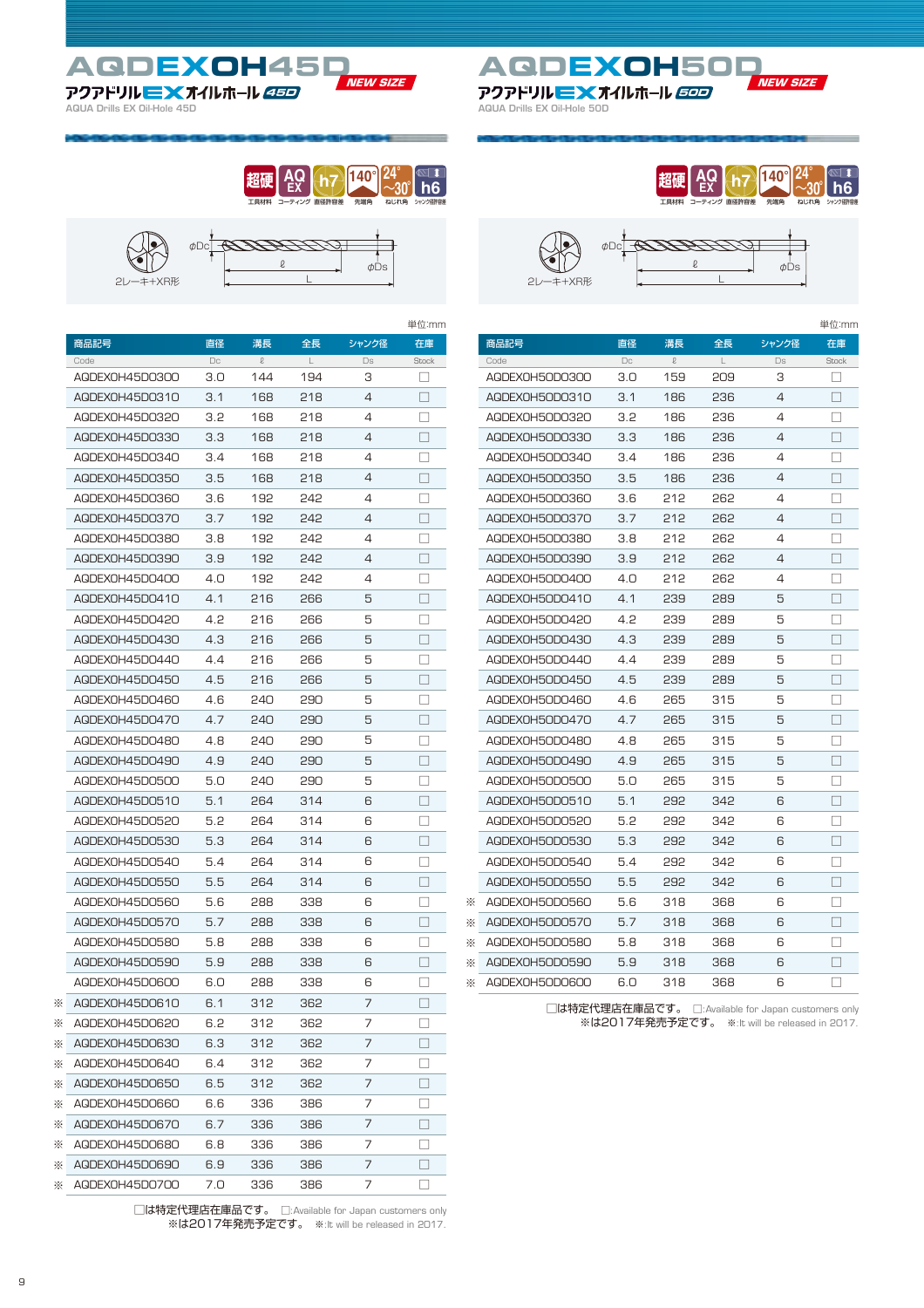# AQDEXOH45D

NEW SIZE

## アクアドリルEXオイルホール 45D

AQUA Drills EX Oil-Hole 45D

超硬 工具材料 / AQ EX コーティング / h7 直径許容差 / 140° 先端角 / 24°~30° ねじれ角 / h6 シャンク径許容差

2レーキ+XR形

φDc ℓ L φDs

単位:mm

| 商品記号 Code | 直径 Dc | 溝長 ℓ | 全長 L | シャンク径 Ds | 在庫 Stock |
|---|---|---|---|---|---|
| AQDEXOH45D0300 | 3.0 | 144 | 194 | 3 | □ |
| AQDEXOH45D0310 | 3.1 | 168 | 218 | 4 | □ |
| AQDEXOH45D0320 | 3.2 | 168 | 218 | 4 | □ |
| AQDEXOH45D0330 | 3.3 | 168 | 218 | 4 | □ |
| AQDEXOH45D0340 | 3.4 | 168 | 218 | 4 | □ |
| AQDEXOH45D0350 | 3.5 | 168 | 218 | 4 | □ |
| AQDEXOH45D0360 | 3.6 | 192 | 242 | 4 | □ |
| AQDEXOH45D0370 | 3.7 | 192 | 242 | 4 | □ |
| AQDEXOH45D0380 | 3.8 | 192 | 242 | 4 | □ |
| AQDEXOH45D0390 | 3.9 | 192 | 242 | 4 | □ |
| AQDEXOH45D0400 | 4.0 | 192 | 242 | 4 | □ |
| AQDEXOH45D0410 | 4.1 | 216 | 266 | 5 | □ |
| AQDEXOH45D0420 | 4.2 | 216 | 266 | 5 | □ |
| AQDEXOH45D0430 | 4.3 | 216 | 266 | 5 | □ |
| AQDEXOH45D0440 | 4.4 | 216 | 266 | 5 | □ |
| AQDEXOH45D0450 | 4.5 | 216 | 266 | 5 | □ |
| AQDEXOH45D0460 | 4.6 | 240 | 290 | 5 | □ |
| AQDEXOH45D0470 | 4.7 | 240 | 290 | 5 | □ |
| AQDEXOH45D0480 | 4.8 | 240 | 290 | 5 | □ |
| AQDEXOH45D0490 | 4.9 | 240 | 290 | 5 | □ |
| AQDEXOH45D0500 | 5.0 | 240 | 290 | 5 | □ |
| AQDEXOH45D0510 | 5.1 | 264 | 314 | 6 | □ |
| AQDEXOH45D0520 | 5.2 | 264 | 314 | 6 | □ |
| AQDEXOH45D0530 | 5.3 | 264 | 314 | 6 | □ |
| AQDEXOH45D0540 | 5.4 | 264 | 314 | 6 | □ |
| AQDEXOH45D0550 | 5.5 | 264 | 314 | 6 | □ |
| AQDEXOH45D0560 | 5.6 | 288 | 338 | 6 | □ |
| AQDEXOH45D0570 | 5.7 | 288 | 338 | 6 | □ |
| AQDEXOH45D0580 | 5.8 | 288 | 338 | 6 | □ |
| AQDEXOH45D0590 | 5.9 | 288 | 338 | 6 | □ |
| AQDEXOH45D0600 | 6.0 | 288 | 338 | 6 | □ |
| ※ AQDEXOH45D0610 | 6.1 | 312 | 362 | 7 | □ |
| ※ AQDEXOH45D0620 | 6.2 | 312 | 362 | 7 | □ |
| ※ AQDEXOH45D0630 | 6.3 | 312 | 362 | 7 | □ |
| ※ AQDEXOH45D0640 | 6.4 | 312 | 362 | 7 | □ |
| ※ AQDEXOH45D0650 | 6.5 | 312 | 362 | 7 | □ |
| ※ AQDEXOH45D0660 | 6.6 | 336 | 386 | 7 | □ |
| ※ AQDEXOH45D0670 | 6.7 | 336 | 386 | 7 | □ |
| ※ AQDEXOH45D0680 | 6.8 | 336 | 386 | 7 | □ |
| ※ AQDEXOH45D0690 | 6.9 | 336 | 386 | 7 | □ |
| ※ AQDEXOH45D0700 | 7.0 | 336 | 386 | 7 | □ |

□は特定代理店在庫品です。 □:Available for Japan customers only
※は2017年発売予定です。 ※:It will be released in 2017.

# AQDEXOH50D

NEW SIZE

## アクアドリルEXオイルホール 50D

AQUA Drills EX Oil-Hole 50D

超硬 工具材料 / AQ EX コーティング / h7 直径許容差 / 140° 先端角 / 24°~30° ねじれ角 / h6 シャンク径許容差

2レーキ+XR形

φDc ℓ L φDs

単位:mm

| 商品記号 Code | 直径 Dc | 溝長 ℓ | 全長 L | シャンク径 Ds | 在庫 Stock |
|---|---|---|---|---|---|
| AQDEXOH50D0300 | 3.0 | 159 | 209 | 3 | □ |
| AQDEXOH50D0310 | 3.1 | 186 | 236 | 4 | □ |
| AQDEXOH50D0320 | 3.2 | 186 | 236 | 4 | □ |
| AQDEXOH50D0330 | 3.3 | 186 | 236 | 4 | □ |
| AQDEXOH50D0340 | 3.4 | 186 | 236 | 4 | □ |
| AQDEXOH50D0350 | 3.5 | 186 | 236 | 4 | □ |
| AQDEXOH50D0360 | 3.6 | 212 | 262 | 4 | □ |
| AQDEXOH50D0370 | 3.7 | 212 | 262 | 4 | □ |
| AQDEXOH50D0380 | 3.8 | 212 | 262 | 4 | □ |
| AQDEXOH50D0390 | 3.9 | 212 | 262 | 4 | □ |
| AQDEXOH50D0400 | 4.0 | 212 | 262 | 4 | □ |
| AQDEXOH50D0410 | 4.1 | 239 | 289 | 5 | □ |
| AQDEXOH50D0420 | 4.2 | 239 | 289 | 5 | □ |
| AQDEXOH50D0430 | 4.3 | 239 | 289 | 5 | □ |
| AQDEXOH50D0440 | 4.4 | 239 | 289 | 5 | □ |
| AQDEXOH50D0450 | 4.5 | 239 | 289 | 5 | □ |
| AQDEXOH50D0460 | 4.6 | 265 | 315 | 5 | □ |
| AQDEXOH50D0470 | 4.7 | 265 | 315 | 5 | □ |
| AQDEXOH50D0480 | 4.8 | 265 | 315 | 5 | □ |
| AQDEXOH50D0490 | 4.9 | 265 | 315 | 5 | □ |
| AQDEXOH50D0500 | 5.0 | 265 | 315 | 5 | □ |
| AQDEXOH50D0510 | 5.1 | 292 | 342 | 6 | □ |
| AQDEXOH50D0520 | 5.2 | 292 | 342 | 6 | □ |
| AQDEXOH50D0530 | 5.3 | 292 | 342 | 6 | □ |
| AQDEXOH50D0540 | 5.4 | 292 | 342 | 6 | □ |
| AQDEXOH50D0550 | 5.5 | 292 | 342 | 6 | □ |
| ※ AQDEXOH50D0560 | 5.6 | 318 | 368 | 6 | □ |
| ※ AQDEXOH50D0570 | 5.7 | 318 | 368 | 6 | □ |
| ※ AQDEXOH50D0580 | 5.8 | 318 | 368 | 6 | □ |
| ※ AQDEXOH50D0590 | 5.9 | 318 | 368 | 6 | □ |
| ※ AQDEXOH50D0600 | 6.0 | 318 | 368 | 6 | □ |

□は特定代理店在庫品です。 □:Available for Japan customers only
※は2017年発売予定です。 ※:It will be released in 2017.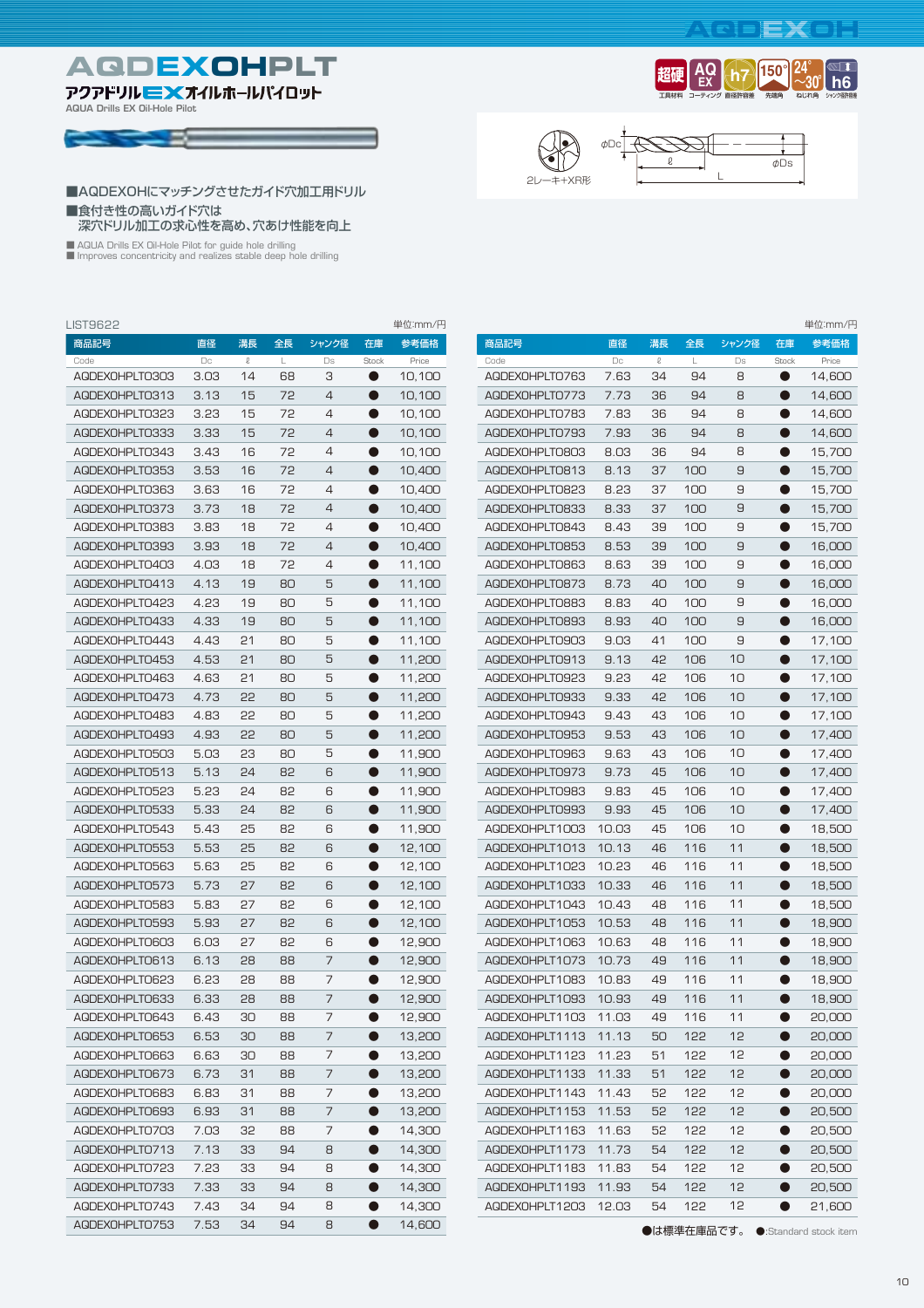# AQDEXOHPLT

**アクアドリルEXオイルホールパイロット**

AQUA Drills EX Oil-Hole Pilot

超硬 工具材料 / AQ EX コーティング / h7 直径許容差 / 150° 先端角 / 24°~30° ねじれ角 / h6 シャンク径許容差

2レーキ+XR形

φDc / ℓ / L / φDs

■AQDEXOHにマッチングさせたガイド穴加工用ドリル
■食付き性の高いガイド穴は
　深穴ドリル加工の求心性を高め、穴あけ性能を向上

■ AQUA Drills EX Oil-Hole Pilot for guide hole drilling
■ Improves concentricity and realizes stable deep hole drilling

LIST9622　　単位:mm/円

| 商品記号 Code | 直径 Dc | 溝長 ℓ | 全長 L | シャンク径 Ds | 在庫 Stock | 参考価格 Price |
|---|---|---|---|---|---|---|
| AQDEXOHPLT0303 | 3.03 | 14 | 68 | 3 | ● | 10,100 |
| AQDEXOHPLT0313 | 3.13 | 15 | 72 | 4 | ● | 10,100 |
| AQDEXOHPLT0323 | 3.23 | 15 | 72 | 4 | ● | 10,100 |
| AQDEXOHPLT0333 | 3.33 | 15 | 72 | 4 | ● | 10,100 |
| AQDEXOHPLT0343 | 3.43 | 16 | 72 | 4 | ● | 10,100 |
| AQDEXOHPLT0353 | 3.53 | 16 | 72 | 4 | ● | 10,400 |
| AQDEXOHPLT0363 | 3.63 | 16 | 72 | 4 | ● | 10,400 |
| AQDEXOHPLT0373 | 3.73 | 18 | 72 | 4 | ● | 10,400 |
| AQDEXOHPLT0383 | 3.83 | 18 | 72 | 4 | ● | 10,400 |
| AQDEXOHPLT0393 | 3.93 | 18 | 72 | 4 | ● | 10,400 |
| AQDEXOHPLT0403 | 4.03 | 18 | 72 | 4 | ● | 11,100 |
| AQDEXOHPLT0413 | 4.13 | 19 | 80 | 5 | ● | 11,100 |
| AQDEXOHPLT0423 | 4.23 | 19 | 80 | 5 | ● | 11,100 |
| AQDEXOHPLT0433 | 4.33 | 19 | 80 | 5 | ● | 11,100 |
| AQDEXOHPLT0443 | 4.43 | 21 | 80 | 5 | ● | 11,100 |
| AQDEXOHPLT0453 | 4.53 | 21 | 80 | 5 | ● | 11,200 |
| AQDEXOHPLT0463 | 4.63 | 21 | 80 | 5 | ● | 11,200 |
| AQDEXOHPLT0473 | 4.73 | 22 | 80 | 5 | ● | 11,200 |
| AQDEXOHPLT0483 | 4.83 | 22 | 80 | 5 | ● | 11,200 |
| AQDEXOHPLT0493 | 4.93 | 22 | 80 | 5 | ● | 11,200 |
| AQDEXOHPLT0503 | 5.03 | 23 | 80 | 5 | ● | 11,900 |
| AQDEXOHPLT0513 | 5.13 | 24 | 82 | 6 | ● | 11,900 |
| AQDEXOHPLT0523 | 5.23 | 24 | 82 | 6 | ● | 11,900 |
| AQDEXOHPLT0533 | 5.33 | 24 | 82 | 6 | ● | 11,900 |
| AQDEXOHPLT0543 | 5.43 | 25 | 82 | 6 | ● | 11,900 |
| AQDEXOHPLT0553 | 5.53 | 25 | 82 | 6 | ● | 12,100 |
| AQDEXOHPLT0563 | 5.63 | 25 | 82 | 6 | ● | 12,100 |
| AQDEXOHPLT0573 | 5.73 | 27 | 82 | 6 | ● | 12,100 |
| AQDEXOHPLT0583 | 5.83 | 27 | 82 | 6 | ● | 12,100 |
| AQDEXOHPLT0593 | 5.93 | 27 | 82 | 6 | ● | 12,100 |
| AQDEXOHPLT0603 | 6.03 | 27 | 82 | 6 | ● | 12,900 |
| AQDEXOHPLT0613 | 6.13 | 28 | 88 | 7 | ● | 12,900 |
| AQDEXOHPLT0623 | 6.23 | 28 | 88 | 7 | ● | 12,900 |
| AQDEXOHPLT0633 | 6.33 | 28 | 88 | 7 | ● | 12,900 |
| AQDEXOHPLT0643 | 6.43 | 30 | 88 | 7 | ● | 12,900 |
| AQDEXOHPLT0653 | 6.53 | 30 | 88 | 7 | ● | 13,200 |
| AQDEXOHPLT0663 | 6.63 | 30 | 88 | 7 | ● | 13,200 |
| AQDEXOHPLT0673 | 6.73 | 31 | 88 | 7 | ● | 13,200 |
| AQDEXOHPLT0683 | 6.83 | 31 | 88 | 7 | ● | 13,200 |
| AQDEXOHPLT0693 | 6.93 | 31 | 88 | 7 | ● | 13,200 |
| AQDEXOHPLT0703 | 7.03 | 32 | 88 | 7 | ● | 14,300 |
| AQDEXOHPLT0713 | 7.13 | 33 | 94 | 8 | ● | 14,300 |
| AQDEXOHPLT0723 | 7.23 | 33 | 94 | 8 | ● | 14,300 |
| AQDEXOHPLT0733 | 7.33 | 33 | 94 | 8 | ● | 14,300 |
| AQDEXOHPLT0743 | 7.43 | 34 | 94 | 8 | ● | 14,300 |
| AQDEXOHPLT0753 | 7.53 | 34 | 94 | 8 | ● | 14,600 |
| AQDEXOHPLT0763 | 7.63 | 34 | 94 | 8 | ● | 14,600 |
| AQDEXOHPLT0773 | 7.73 | 36 | 94 | 8 | ● | 14,600 |
| AQDEXOHPLT0783 | 7.83 | 36 | 94 | 8 | ● | 14,600 |
| AQDEXOHPLT0793 | 7.93 | 36 | 94 | 8 | ● | 14,600 |
| AQDEXOHPLT0803 | 8.03 | 36 | 94 | 8 | ● | 15,700 |
| AQDEXOHPLT0813 | 8.13 | 37 | 100 | 9 | ● | 15,700 |
| AQDEXOHPLT0823 | 8.23 | 37 | 100 | 9 | ● | 15,700 |
| AQDEXOHPLT0833 | 8.33 | 37 | 100 | 9 | ● | 15,700 |
| AQDEXOHPLT0843 | 8.43 | 39 | 100 | 9 | ● | 15,700 |
| AQDEXOHPLT0853 | 8.53 | 39 | 100 | 9 | ● | 16,000 |
| AQDEXOHPLT0863 | 8.63 | 39 | 100 | 9 | ● | 16,000 |
| AQDEXOHPLT0873 | 8.73 | 40 | 100 | 9 | ● | 16,000 |
| AQDEXOHPLT0883 | 8.83 | 40 | 100 | 9 | ● | 16,000 |
| AQDEXOHPLT0893 | 8.93 | 40 | 100 | 9 | ● | 16,000 |
| AQDEXOHPLT0903 | 9.03 | 41 | 100 | 9 | ● | 17,100 |
| AQDEXOHPLT0913 | 9.13 | 42 | 106 | 10 | ● | 17,100 |
| AQDEXOHPLT0923 | 9.23 | 42 | 106 | 10 | ● | 17,100 |
| AQDEXOHPLT0933 | 9.33 | 42 | 106 | 10 | ● | 17,100 |
| AQDEXOHPLT0943 | 9.43 | 43 | 106 | 10 | ● | 17,100 |
| AQDEXOHPLT0953 | 9.53 | 43 | 106 | 10 | ● | 17,400 |
| AQDEXOHPLT0963 | 9.63 | 43 | 106 | 10 | ● | 17,400 |
| AQDEXOHPLT0973 | 9.73 | 45 | 106 | 10 | ● | 17,400 |
| AQDEXOHPLT0983 | 9.83 | 45 | 106 | 10 | ● | 17,400 |
| AQDEXOHPLT0993 | 9.93 | 45 | 106 | 10 | ● | 17,400 |
| AQDEXOHPLT1003 | 10.03 | 45 | 106 | 10 | ● | 18,500 |
| AQDEXOHPLT1013 | 10.13 | 46 | 116 | 11 | ● | 18,500 |
| AQDEXOHPLT1023 | 10.23 | 46 | 116 | 11 | ● | 18,500 |
| AQDEXOHPLT1033 | 10.33 | 46 | 116 | 11 | ● | 18,500 |
| AQDEXOHPLT1043 | 10.43 | 48 | 116 | 11 | ● | 18,500 |
| AQDEXOHPLT1053 | 10.53 | 48 | 116 | 11 | ● | 18,900 |
| AQDEXOHPLT1063 | 10.63 | 48 | 116 | 11 | ● | 18,900 |
| AQDEXOHPLT1073 | 10.73 | 49 | 116 | 11 | ● | 18,900 |
| AQDEXOHPLT1083 | 10.83 | 49 | 116 | 11 | ● | 18,900 |
| AQDEXOHPLT1093 | 10.93 | 49 | 116 | 11 | ● | 18,900 |
| AQDEXOHPLT1103 | 11.03 | 49 | 116 | 11 | ● | 20,000 |
| AQDEXOHPLT1113 | 11.13 | 50 | 122 | 12 | ● | 20,000 |
| AQDEXOHPLT1123 | 11.23 | 51 | 122 | 12 | ● | 20,000 |
| AQDEXOHPLT1133 | 11.33 | 51 | 122 | 12 | ● | 20,000 |
| AQDEXOHPLT1143 | 11.43 | 52 | 122 | 12 | ● | 20,000 |
| AQDEXOHPLT1153 | 11.53 | 52 | 122 | 12 | ● | 20,500 |
| AQDEXOHPLT1163 | 11.63 | 52 | 122 | 12 | ● | 20,500 |
| AQDEXOHPLT1173 | 11.73 | 54 | 122 | 12 | ● | 20,500 |
| AQDEXOHPLT1183 | 11.83 | 54 | 122 | 12 | ● | 20,500 |
| AQDEXOHPLT1193 | 11.93 | 54 | 122 | 12 | ● | 20,500 |
| AQDEXOHPLT1203 | 12.03 | 54 | 122 | 12 | ● | 21,600 |

●は標準在庫品です。　●:Standard stock item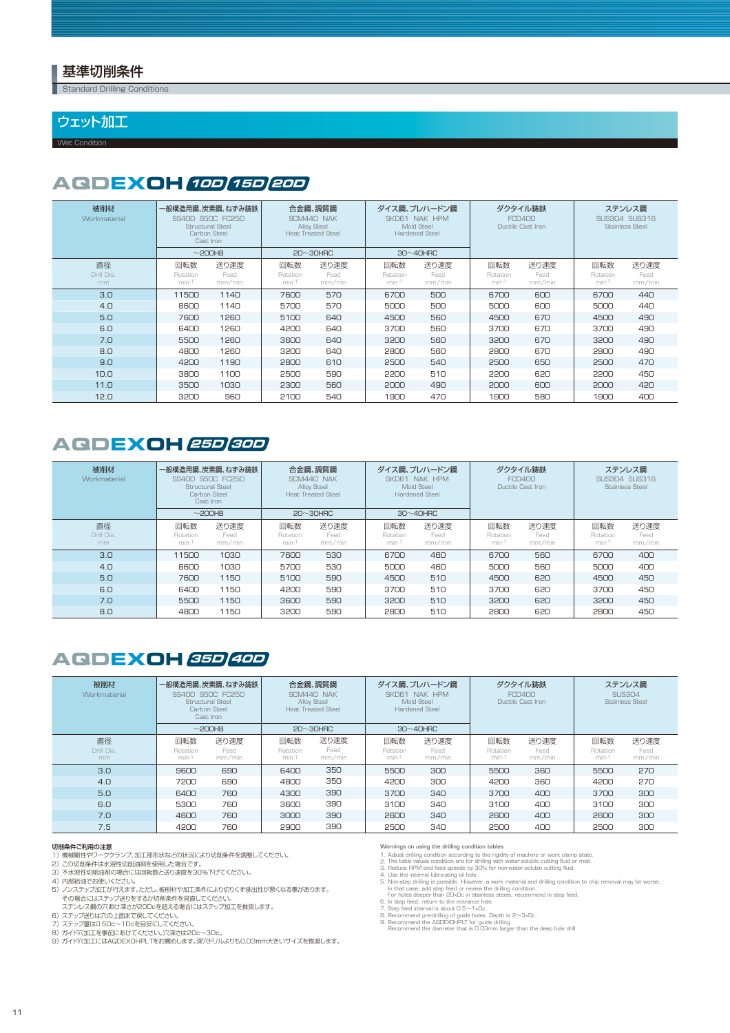## 基準切削条件

Standard Drilling Conditions

### ウェット加工

Wet Condition

### AQDEXOH 10D 15D 20D

| 被削材 Workmaterial | 一般構造用鋼、炭素鋼、ねずみ鋳鉄 SS400 S50C FC250 Structural Steel Carbon Steel Cast Iron | | 合金鋼、調質鋼 SCM440 NAK Alloy Steel Heat Treated Steel | | ダイス鋼、プレハードン鋼 SKD61 NAK HPM Mold Steel Hardened Steel | | ダクタイル鋳鉄 FCD400 Ductile Cast Iron | | ステンレス鋼 SUS304 SUS316 Stainless Steel | |
|---|---|---|---|---|---|---|---|---|---|---|
| | ~200HB | | 20~30HRC | | 30~40HRC | | | | | |
| 直径 Drill Dia. mm | 回転数 Rotation min-1 | 送り速度 Feed mm/min | 回転数 Rotation min-1 | 送り速度 Feed mm/min | 回転数 Rotation min-1 | 送り速度 Feed mm/min | 回転数 Rotation min-1 | 送り速度 Feed mm/min | 回転数 Rotation min-1 | 送り速度 Feed mm/min |
| 3.0 | 11500 | 1140 | 7600 | 570 | 6700 | 500 | 6700 | 600 | 6700 | 440 |
| 4.0 | 8600 | 1140 | 5700 | 570 | 5000 | 500 | 5000 | 600 | 5000 | 440 |
| 5.0 | 7600 | 1260 | 5100 | 640 | 4500 | 560 | 4500 | 670 | 4500 | 490 |
| 6.0 | 6400 | 1260 | 4200 | 640 | 3700 | 560 | 3700 | 670 | 3700 | 490 |
| 7.0 | 5500 | 1260 | 3600 | 640 | 3200 | 560 | 3200 | 670 | 3200 | 490 |
| 8.0 | 4800 | 1260 | 3200 | 640 | 2800 | 560 | 2800 | 670 | 2800 | 490 |
| 9.0 | 4200 | 1190 | 2800 | 610 | 2500 | 540 | 2500 | 650 | 2500 | 470 |
| 10.0 | 3800 | 1100 | 2500 | 590 | 2200 | 510 | 2200 | 620 | 2200 | 450 |
| 11.0 | 3500 | 1030 | 2300 | 560 | 2000 | 490 | 2000 | 600 | 2000 | 420 |
| 12.0 | 3200 | 960 | 2100 | 540 | 1900 | 470 | 1900 | 580 | 1900 | 400 |

### AQDEXOH 25D 30D

| 被削材 Workmaterial | 一般構造用鋼、炭素鋼、ねずみ鋳鉄 SS400 S50C FC250 Structural Steel Carbon Steel Cast Iron | | 合金鋼、調質鋼 SCM440 NAK Alloy Steel Heat Treated Steel | | ダイス鋼、プレハードン鋼 SKD61 NAK HPM Mold Steel Hardened Steel | | ダクタイル鋳鉄 FCD400 Ductile Cast Iron | | ステンレス鋼 SUS304 SUS316 Stainless Steel | |
|---|---|---|---|---|---|---|---|---|---|---|
| | ~200HB | | 20~30HRC | | 30~40HRC | | | | | |
| 直径 Drill Dia. mm | 回転数 Rotation min-1 | 送り速度 Feed mm/min | 回転数 Rotation min-1 | 送り速度 Feed mm/min | 回転数 Rotation min-1 | 送り速度 Feed mm/min | 回転数 Rotation min-1 | 送り速度 Feed mm/min | 回転数 Rotation min-1 | 送り速度 Feed mm/min |
| 3.0 | 11500 | 1030 | 7600 | 530 | 6700 | 460 | 6700 | 560 | 6700 | 400 |
| 4.0 | 8600 | 1030 | 5700 | 530 | 5000 | 460 | 5000 | 560 | 5000 | 400 |
| 5.0 | 7600 | 1150 | 5100 | 590 | 4500 | 510 | 4500 | 620 | 4500 | 450 |
| 6.0 | 6400 | 1150 | 4200 | 590 | 3700 | 510 | 3700 | 620 | 3700 | 450 |
| 7.0 | 5500 | 1150 | 3600 | 590 | 3200 | 510 | 3200 | 620 | 3200 | 450 |
| 8.0 | 4800 | 1150 | 3200 | 590 | 2800 | 510 | 2800 | 620 | 2800 | 450 |

### AQDEXOH 35D 40D

| 被削材 Workmaterial | 一般構造用鋼、炭素鋼、ねずみ鋳鉄 SS400 S50C FC250 Structural Steel Carbon Steel Cast Iron | | 合金鋼、調質鋼 SCM440 NAK Alloy Steel Heat Treated Steel | | ダイス鋼、プレハードン鋼 SKD61 NAK HPM Mold Steel Hardened Steel | | ダクタイル鋳鉄 FCD400 Ductile Cast Iron | | ステンレス鋼 SUS304 Stainless Steel | |
|---|---|---|---|---|---|---|---|---|---|---|
| | ~200HB | | 20~30HRC | | 30~40HRC | | | | | |
| 直径 Drill Dia. mm | 回転数 Rotation min-1 | 送り速度 Feed mm/min | 回転数 Rotation min-1 | 送り速度 Feed mm/min | 回転数 Rotation min-1 | 送り速度 Feed mm/min | 回転数 Rotation min-1 | 送り速度 Feed mm/min | 回転数 Rotation min-1 | 送り速度 Feed mm/min |
| 3.0 | 9600 | 690 | 6400 | 350 | 5500 | 300 | 5500 | 360 | 5500 | 270 |
| 4.0 | 7200 | 690 | 4800 | 350 | 4200 | 300 | 4200 | 360 | 4200 | 270 |
| 5.0 | 6400 | 760 | 4300 | 390 | 3700 | 340 | 3700 | 400 | 3700 | 300 |
| 6.0 | 5300 | 760 | 3600 | 390 | 3100 | 340 | 3100 | 400 | 3100 | 300 |
| 7.0 | 4600 | 760 | 3000 | 390 | 2600 | 340 | 2600 | 400 | 2600 | 300 |
| 7.5 | 4200 | 760 | 2900 | 390 | 2500 | 340 | 2500 | 400 | 2500 | 300 |

**切削条件ご利用の注意**

1) 機械剛性やワーククランプ、加工部形状などの状況により切削条件を調整してください。
2) この切削条件は水溶性切削油剤を使用した場合です。
3) 不水溶性切削油剤の場合には回転数と送り速度を30%下げてください。
4) 内部給油でお使いください。
5) ノンステップ加工が行えます。ただし、被削材や加工条件により切りくず排出性が悪くなる事があります。
その場合にはステップ送りをするか切削条件を見直してください。
ステンレス鋼の穴あけ深さが20Dcを超える場合にはステップ加工を推奨します。
6) ステップ送りは穴の上面まで戻してください。
7) ステップ量は0.5Dc~1Dcを目安にしてください。
8) ガイド穴加工を事前にあけてください。穴深さは2Dc~3Dc。
9) ガイド穴加工にはAQDEXOHPLTをお薦めします。深穴ドリルよりも0.03mm大きいサイズを推奨します。

**Warnings on using the drilling condition tables**

1. Adjust drilling condition according to the rigidity of machine or work clamp state.
2. The table values condition are for drilling with water-soluble cutting fluid or mist.
3. Reduce RPM and feed speeds by 30% for non-water-soluble cutting fluid.
4. Use the internal lubricating oil hole.
5. Non-step drilling is possible. However, a work material and drilling condition to chip removal may be worse.
In that case, add step feed or review the drilling condition.
For holes deeper than 20xDc in stainless steels, recommend in step feed.
6. In step feed, return to the entrance hole.
7. Step feed interval is about 0.5~1xDc.
8. Recommend pre-drilling of guide holes. Depth is 2~3xDc.
9. Recommend the AQDEXOHPLT for guide drilling.
Recommend the diameter that is 0.03mm larger than the deep hole drill.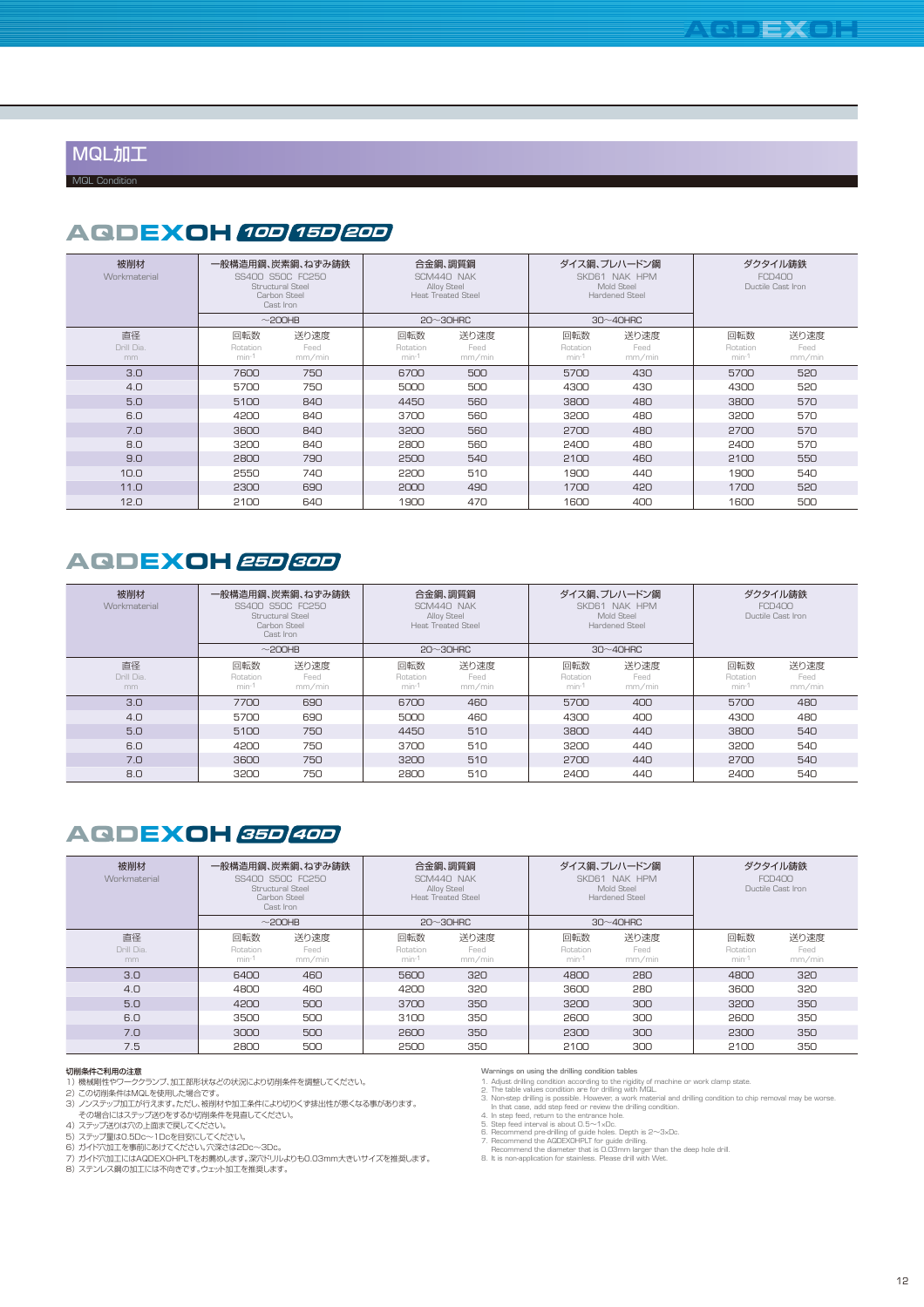## MQL加工

MQL Condition

### AQDEXOH 10D 15D 20D

| 被削材 Workmaterial | 一般構造用鋼、炭素鋼、ねずみ鋳鉄 SS400 S50C FC250 Structural Steel Carbon Steel Cast Iron | | 合金鋼、調質鋼 SCM440 NAK Alloy Steel Heat Treated Steel | | ダイス鋼、プレハードン鋼 SKD61 NAK HPM Mold Steel Hardened Steel | | ダクタイル鋳鉄 FCD400 Ductile Cast Iron | |
|---|---|---|---|---|---|---|---|---|
| | ～200HB | | 20～30HRC | | 30～40HRC | | | |
| 直径 Drill Dia. mm | 回転数 Rotation min-1 | 送り速度 Feed mm/min | 回転数 Rotation min-1 | 送り速度 Feed mm/min | 回転数 Rotation min-1 | 送り速度 Feed mm/min | 回転数 Rotation min-1 | 送り速度 Feed mm/min |
| 3.0 | 7600 | 750 | 6700 | 500 | 5700 | 430 | 5700 | 520 |
| 4.0 | 5700 | 750 | 5000 | 500 | 4300 | 430 | 4300 | 520 |
| 5.0 | 5100 | 840 | 4450 | 560 | 3800 | 480 | 3800 | 570 |
| 6.0 | 4200 | 840 | 3700 | 560 | 3200 | 480 | 3200 | 570 |
| 7.0 | 3600 | 840 | 3200 | 560 | 2700 | 480 | 2700 | 570 |
| 8.0 | 3200 | 840 | 2800 | 560 | 2400 | 480 | 2400 | 570 |
| 9.0 | 2800 | 790 | 2500 | 540 | 2100 | 460 | 2100 | 550 |
| 10.0 | 2550 | 740 | 2200 | 510 | 1900 | 440 | 1900 | 540 |
| 11.0 | 2300 | 690 | 2000 | 490 | 1700 | 420 | 1700 | 520 |
| 12.0 | 2100 | 640 | 1900 | 470 | 1600 | 400 | 1600 | 500 |

### AQDEXOH 25D 30D

| 被削材 Workmaterial | 一般構造用鋼、炭素鋼、ねずみ鋳鉄 SS400 S50C FC250 Structural Steel Carbon Steel Cast Iron | | 合金鋼、調質鋼 SCM440 NAK Alloy Steel Heat Treated Steel | | ダイス鋼、プレハードン鋼 SKD61 NAK HPM Mold Steel Hardened Steel | | ダクタイル鋳鉄 FCD400 Ductile Cast Iron | |
|---|---|---|---|---|---|---|---|---|
| | ～200HB | | 20～30HRC | | 30～40HRC | | | |
| 直径 Drill Dia. mm | 回転数 Rotation min-1 | 送り速度 Feed mm/min | 回転数 Rotation min-1 | 送り速度 Feed mm/min | 回転数 Rotation min-1 | 送り速度 Feed mm/min | 回転数 Rotation min-1 | 送り速度 Feed mm/min |
| 3.0 | 7700 | 690 | 6700 | 460 | 5700 | 400 | 5700 | 480 |
| 4.0 | 5700 | 690 | 5000 | 460 | 4300 | 400 | 4300 | 480 |
| 5.0 | 5100 | 750 | 4450 | 510 | 3800 | 440 | 3800 | 540 |
| 6.0 | 4200 | 750 | 3700 | 510 | 3200 | 440 | 3200 | 540 |
| 7.0 | 3600 | 750 | 3200 | 510 | 2700 | 440 | 2700 | 540 |
| 8.0 | 3200 | 750 | 2800 | 510 | 2400 | 440 | 2400 | 540 |

### AQDEXOH 35D 40D

| 被削材 Workmaterial | 一般構造用鋼、炭素鋼、ねずみ鋳鉄 SS400 S50C FC250 Structural Steel Carbon Steel Cast Iron | | 合金鋼、調質鋼 SCM440 NAK Alloy Steel Heat Treated Steel | | ダイス鋼、プレハードン鋼 SKD61 NAK HPM Mold Steel Hardened Steel | | ダクタイル鋳鉄 FCD400 Ductile Cast Iron | |
|---|---|---|---|---|---|---|---|---|
| | ～200HB | | 20～30HRC | | 30～40HRC | | | |
| 直径 Drill Dia. mm | 回転数 Rotation min-1 | 送り速度 Feed mm/min | 回転数 Rotation min-1 | 送り速度 Feed mm/min | 回転数 Rotation min-1 | 送り速度 Feed mm/min | 回転数 Rotation min-1 | 送り速度 Feed mm/min |
| 3.0 | 6400 | 460 | 5600 | 320 | 4800 | 280 | 4800 | 320 |
| 4.0 | 4800 | 460 | 4200 | 320 | 3600 | 280 | 3600 | 320 |
| 5.0 | 4200 | 500 | 3700 | 350 | 3200 | 300 | 3200 | 350 |
| 6.0 | 3500 | 500 | 3100 | 350 | 2600 | 300 | 2600 | 350 |
| 7.0 | 3000 | 500 | 2600 | 350 | 2300 | 300 | 2300 | 350 |
| 7.5 | 2800 | 500 | 2500 | 350 | 2100 | 300 | 2100 | 350 |

**切削条件ご利用の注意**

1) 機械剛性やワーククランプ、加工部形状などの状況により切削条件を調整してください。
2) この切削条件はMQLを使用した場合です。
3) ノンステップ加工が行えます。ただし、被削材や加工条件により切りくず排出性が悪くなる事があります。
その場合にはステップ送りをするか切削条件を見直してください。
4) ステップ送りは穴の上面まで戻してください。
5) ステップ量は0.5Dc～1Dcを目安にしてください。
6) ガイド穴加工を事前にあけてください。穴深さは2Dc～3Dc。
7) ガイド穴加工にはAQDEXOHPLTをお薦めします。深穴ドリルよりも0.03mm大きいサイズを推奨します。
8) ステンレス鋼の加工には不向きです。ウェット加工を推奨します。

**Warnings on using the drilling condition tables**

1. Adjust drilling condition according to the rigidity of machine or work clamp state.
2. The table values condition are for drilling with MQL.
3. Non-step drilling is possible. However, a work material and drilling condition to chip removal may be worse.
In that case, add step feed or review the drilling condition.
4. In step feed, return to the entrance hole.
5. Step feed interval is about 0.5~1xDc.
6. Recommend pre-drilling of guide holes. Depth is 2~3xDc.
7. Recommend the AQDEXOHPLT for guide drilling.
Recommend the diameter that is 0.03mm larger than the deep hole drill.
8. It is non-application for stainless. Please drill with Wet.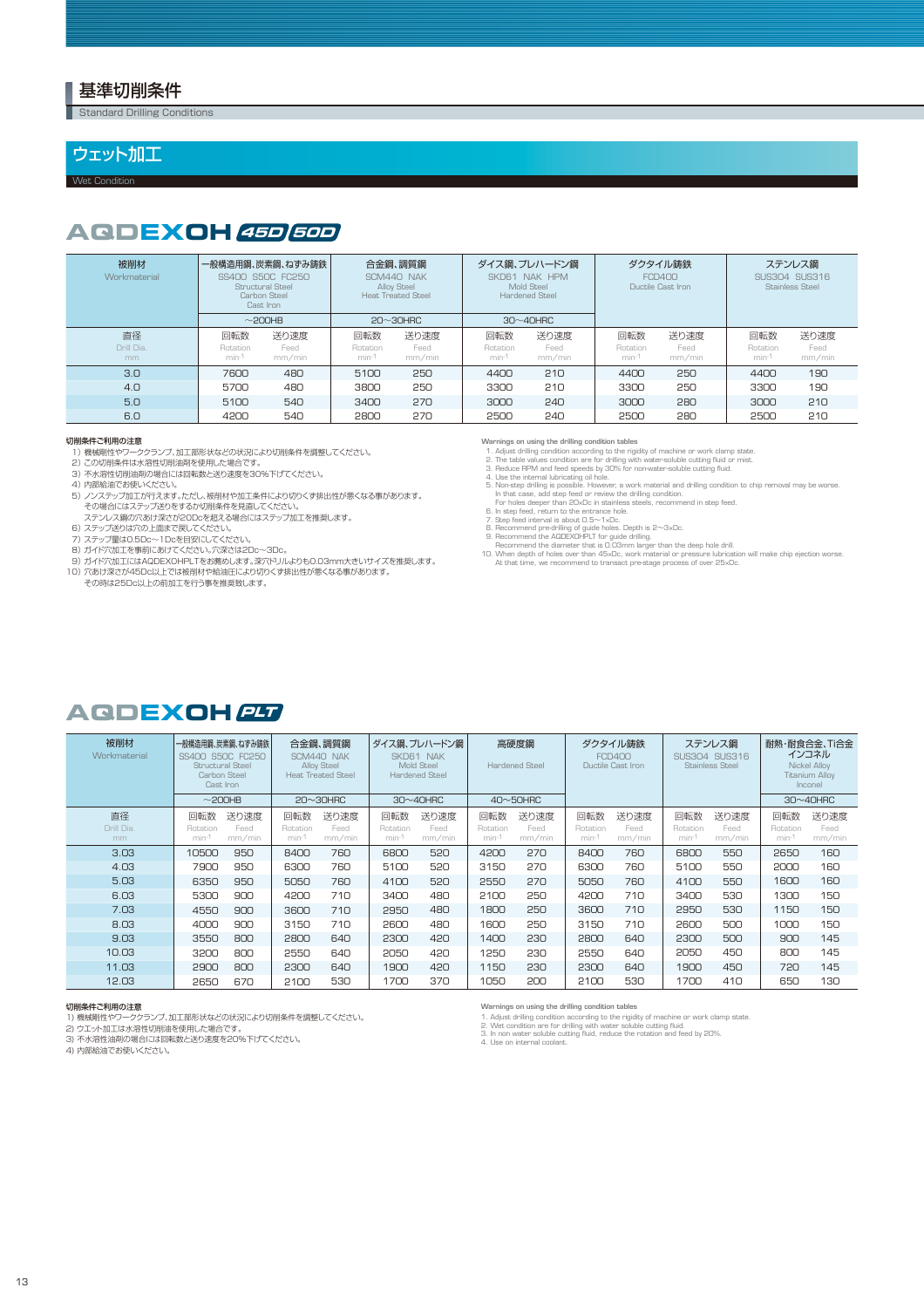# 基準切削条件

Standard Drilling Conditions

## ウェット加工

Wet Condition

### AQDEXOH 45D 60D

| 被削材 Workmaterial | 一般構造用鋼、炭素鋼、ねずみ鋳鉄 SS400 S50C FC250 Structural Steel Carbon Steel Cast Iron | | 合金鋼、調質鋼 SCM440 NAK Alloy Steel Heat Treated Steel | | ダイス鋼、プレハードン鋼 SKD61 NAK HPM Mold Steel Hardened Steel | | ダクタイル鋳鉄 FCD400 Ductile Cast Iron | | ステンレス鋼 SUS304 SUS316 Stainless Steel | |
|---|---|---|---|---|---|---|---|---|---|---|
| | ～200HB | | 20～30HRC | | 30～40HRC | | | | | |
| 直径 Drill Dia. mm | 回転数 Rotation min-1 | 送り速度 Feed mm/min | 回転数 Rotation min-1 | 送り速度 Feed mm/min | 回転数 Rotation min-1 | 送り速度 Feed mm/min | 回転数 Rotation min-1 | 送り速度 Feed mm/min | 回転数 Rotation min-1 | 送り速度 Feed mm/min |
| 3.0 | 7600 | 480 | 5100 | 250 | 4400 | 210 | 4400 | 250 | 4400 | 190 |
| 4.0 | 5700 | 480 | 3800 | 250 | 3300 | 210 | 3300 | 250 | 3300 | 190 |
| 5.0 | 5100 | 540 | 3400 | 270 | 3000 | 240 | 3000 | 280 | 3000 | 210 |
| 6.0 | 4200 | 540 | 2800 | 270 | 2500 | 240 | 2500 | 280 | 2500 | 210 |

**切削条件ご利用の注意**

1) 機械剛性やワーククランプ、加工部形状などの状況により切削条件を調整してください。
2) この切削条件は水溶性切削油剤を使用した場合です。
3) 不水溶性切削油剤の場合には回転数と送り速度を30%下げてください。
4) 内部給油でお使いください。
5) ノンステップ加工が行えます。ただし、被削材や加工条件により切りくず排出性が悪くなる事があります。
   その場合にはステップ送りをするか切削条件を見直してください。
   ステンレス鋼の穴あけ深さが20Dcを超える場合にはステップ加工を推奨します。
6) ステップ送りは穴の上面まで戻してください。
7) ステップ量は0.5Dc～1Dcを目安にしてください。
8) ガイド穴加工を事前にあけてください。穴深さは2Dc～3Dc。
9) ガイド穴加工にはAQDEXOHPLTをお薦めします。深穴ドリルよりも0.03mm大きいサイズを推奨します。
10) 穴あけ深さが45Dc以上では被削材や給油圧により切りくず排出性が悪くなる事があります。
   その時は25Dc以上の前加工を行う事を推奨致します。

**Warnings on using the drilling condition tables**

1. Adjust drilling condition according to the rigidity of machine or work clamp state.
2. The table values condition are for drilling with water-soluble cutting fluid or mist.
3. Reduce RPM and feed speeds by 30% for non-water-soluble cutting fluid.
4. Use the internal lubricating oil hole.
5. Non-step drilling is possible. However, a work material and drilling condition to chip removal may be worse.
   In that case, add step feed or review the drilling condition.
   For holes deeper than 20xDc in stainless steels, recommend in step feed.
6. In step feed, return to the entrance hole.
7. Step feed interval is about 0.5~1xDc.
8. Recommend pre-drilling of guide holes. Depth is 2~3xDc.
9. Recommend the AQDEXOHPLT for guide drilling.
   Recommend the diameter that is 0.03mm larger than the deep hole drill.
10. When depth of holes over than 45xDc, work material or pressure lubrication will make chip ejection worse.
   At that time, we recommend to transact pre-stage process of over 25xDc.

### AQDEXOH PLT

| 被削材 Workmaterial | 一般構造用鋼、炭素鋼、ねずみ鋳鉄 SS400 S50C FC250 Structural Steel Carbon Steel Cast Iron | | 合金鋼、調質鋼 SCM440 NAK Alloy Steel Heat Treated Steel | | ダイス鋼、プレハードン鋼 SKD61 NAK Mold Steel Hardened Steel | | 高硬度鋼 Hardened Steel | | ダクタイル鋳鉄 FCD400 Ductile Cast Iron | | ステンレス鋼 SUS304 SUS316 Stainless Steel | | 耐熱・耐食合金、Ti合金 インコネル Nickel Alloy Titanium Alloy Inconel | |
|---|---|---|---|---|---|---|---|---|---|---|---|---|---|---|
| | ～200HB | | 20～30HRC | | 30～40HRC | | 40～50HRC | | | | | | 30～40HRC | |
| 直径 Drill Dia. mm | 回転数 Rotation min-1 | 送り速度 Feed mm/min | 回転数 Rotation min-1 | 送り速度 Feed mm/min | 回転数 Rotation min-1 | 送り速度 Feed mm/min | 回転数 Rotation min-1 | 送り速度 Feed mm/min | 回転数 Rotation min-1 | 送り速度 Feed mm/min | 回転数 Rotation min-1 | 送り速度 Feed mm/min | 回転数 Rotation min-1 | 送り速度 Feed mm/min |
| 3.03 | 10500 | 950 | 8400 | 760 | 6800 | 520 | 4200 | 270 | 8400 | 760 | 6800 | 550 | 2650 | 160 |
| 4.03 | 7900 | 950 | 6300 | 760 | 5100 | 520 | 3150 | 270 | 6300 | 760 | 5100 | 550 | 2000 | 160 |
| 5.03 | 6350 | 950 | 5050 | 760 | 4100 | 520 | 2550 | 270 | 5050 | 760 | 4100 | 550 | 1600 | 160 |
| 6.03 | 5300 | 900 | 4200 | 710 | 3400 | 480 | 2100 | 250 | 4200 | 710 | 3400 | 530 | 1300 | 150 |
| 7.03 | 4550 | 900 | 3600 | 710 | 2950 | 480 | 1800 | 250 | 3600 | 710 | 2950 | 530 | 1150 | 150 |
| 8.03 | 4000 | 900 | 3150 | 710 | 2600 | 480 | 1600 | 250 | 3150 | 710 | 2600 | 500 | 1000 | 150 |
| 9.03 | 3550 | 800 | 2800 | 640 | 2300 | 420 | 1400 | 230 | 2800 | 640 | 2300 | 500 | 900 | 145 |
| 10.03 | 3200 | 800 | 2550 | 640 | 2050 | 420 | 1250 | 230 | 2550 | 640 | 2050 | 450 | 800 | 145 |
| 11.03 | 2900 | 800 | 2300 | 640 | 1900 | 420 | 1150 | 230 | 2300 | 640 | 1900 | 450 | 720 | 145 |
| 12.03 | 2650 | 670 | 2100 | 530 | 1700 | 370 | 1050 | 200 | 2100 | 530 | 1700 | 410 | 650 | 130 |

**切削条件ご利用の注意**

1) 機械剛性やワーククランプ、加工部形状などの状況により切削条件を調整してください。
2) ウエット加工は水溶性切削油を使用した場合です。
3) 不水溶性油剤の場合には回転数と送り速度を20%下げてください。
4) 内部給油でお使いください。

**Warnings on using the drilling condition tables**

1. Adjust drilling condition according to the rigidity of machine or work clamp state.
2. Wet condition are for drilling with water soluble cutting fluid.
3. In non water soluble cutting fluid, reduce the rotation and feed by 20%.
4. Use on internal coolant.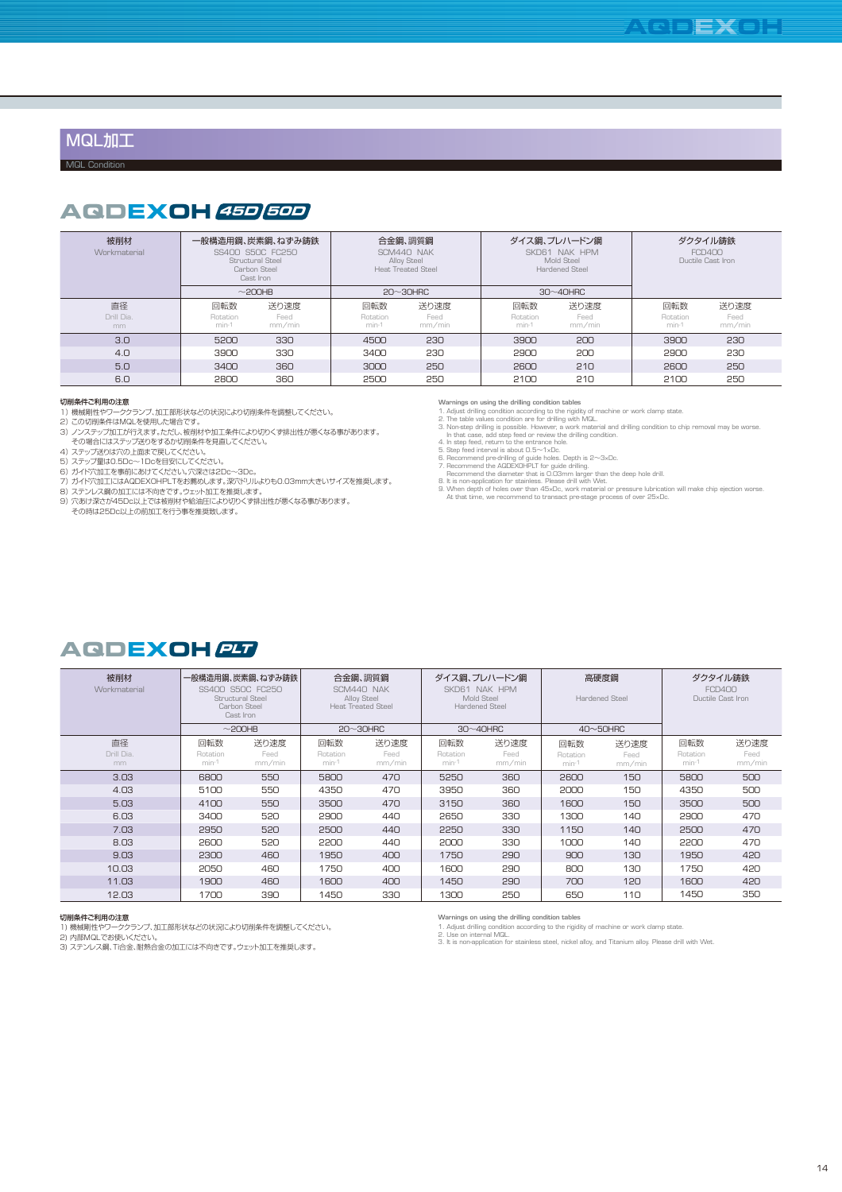## MQL加工

MQL Condition

### AQDEXOH 45D 60D

| 被削材 Workmaterial | 一般構造用鋼、炭素鋼、ねずみ鋳鉄 SS400 S50C FC250 Structural Steel Carbon Steel Cast Iron | | 合金鋼、調質鋼 SCM440 NAK Alloy Steel Heat Treated Steel | | ダイス鋼、プレハードン鋼 SKD61 NAK HPM Mold Steel Hardened Steel | | ダクタイル鋳鉄 FCD400 Ductile Cast Iron | |
|---|---|---|---|---|---|---|---|---|
| | ~200HB | | 20~30HRC | | 30~40HRC | | | |
| 直径 Drill Dia. mm | 回転数 Rotation $min^{-1}$ | 送り速度 Feed mm/min | 回転数 Rotation $min^{-1}$ | 送り速度 Feed mm/min | 回転数 Rotation $min^{-1}$ | 送り速度 Feed mm/min | 回転数 Rotation $min^{-1}$ | 送り速度 Feed mm/min |
| 3.0 | 5200 | 330 | 4500 | 230 | 3900 | 200 | 3900 | 230 |
| 4.0 | 3900 | 330 | 3400 | 230 | 2900 | 200 | 2900 | 230 |
| 5.0 | 3400 | 360 | 3000 | 250 | 2600 | 210 | 2600 | 250 |
| 6.0 | 2800 | 360 | 2500 | 250 | 2100 | 210 | 2100 | 250 |

**切削条件ご利用の注意**

1) 機械剛性やワーククランプ、加工部形状などの状況により切削条件を調整してください。
2) この切削条件はMQLを使用した場合です。
3) ノンステップ加工が行えます。ただし、被削材や加工条件により切りくず排出性が悪くなる事があります。
 その場合にはステップ送りをするか切削条件を見直してください。
4) ステップ送りは穴の上面まで戻してください。
5) ステップ量は0.5Dc~1Dcを目安にしてください。
6) ガイド穴加工を事前にあけてください。穴深さは2Dc~3Dc。
7) ガイド穴加工にはAQDEXOHPLTをお薦めします。深穴ドリルよりも0.03mm大きいサイズを推奨します。
8) ステンレス鋼の加工には不向きです。ウェット加工を推奨します。
9) 穴あけ深さが45Dc以上では被削材や給油圧により切りくず排出性が悪くなる事があります。
 その時は25Dc以上の前加工を行う事を推奨致します。

**Warnings on using the drilling condition tables**

1. Adjust drilling condition according to the rigidity of machine or work clamp state.
2. The table values condition are for drilling with MQL.
3. Non-step drilling is possible. However, a work material and drilling condition to chip removal may be worse.
 In that case, add step feed or review the drilling condition.
4. In step feed, return to the entrance hole.
5. Step feed interval is about 0.5~1xDc.
6. Recommend pre-drilling of guide holes. Depth is 2~3xDc.
7. Recommend the AQDEXOHPLT for guide drilling.
 Recommend the diameter that is 0.03mm larger than the deep hole drill.
8. It is non-application for stainless. Please drill with Wet.
9. When depth of holes over than 45xDc, work material or pressure lubrication will make chip ejection worse.
 At that time, we recommend to transact pre-stage process of over 25xDc.

### AQDEXOH PLT

| 被削材 Workmaterial | 一般構造用鋼、炭素鋼、ねずみ鋳鉄 SS400 S50C FC250 Structural Steel Carbon Steel Cast Iron | | 合金鋼、調質鋼 SCM440 NAK Alloy Steel Heat Treated Steel | | ダイス鋼、プレハードン鋼 SKD61 NAK HPM Mold Steel Hardened Steel | | 高硬度鋼 Hardened Steel | | ダクタイル鋳鉄 FCD400 Ductile Cast Iron | |
|---|---|---|---|---|---|---|---|---|---|---|
| | ~200HB | | 20~30HRC | | 30~40HRC | | 40~50HRC | | | |
| 直径 Drill Dia. mm | 回転数 Rotation $min^{-1}$ | 送り速度 Feed mm/min | 回転数 Rotation $min^{-1}$ | 送り速度 Feed mm/min | 回転数 Rotation $min^{-1}$ | 送り速度 Feed mm/min | 回転数 Rotation $min^{-1}$ | 送り速度 Feed mm/min | 回転数 Rotation $min^{-1}$ | 送り速度 Feed mm/min |
| 3.03 | 6800 | 550 | 5800 | 470 | 5250 | 360 | 2600 | 150 | 5800 | 500 |
| 4.03 | 5100 | 550 | 4350 | 470 | 3950 | 360 | 2000 | 150 | 4350 | 500 |
| 5.03 | 4100 | 550 | 3500 | 470 | 3150 | 360 | 1600 | 150 | 3500 | 500 |
| 6.03 | 3400 | 520 | 2900 | 440 | 2650 | 330 | 1300 | 140 | 2900 | 470 |
| 7.03 | 2950 | 520 | 2500 | 440 | 2250 | 330 | 1150 | 140 | 2500 | 470 |
| 8.03 | 2600 | 520 | 2200 | 440 | 2000 | 330 | 1000 | 140 | 2200 | 470 |
| 9.03 | 2300 | 460 | 1950 | 400 | 1750 | 290 | 900 | 130 | 1950 | 420 |
| 10.03 | 2050 | 460 | 1750 | 400 | 1600 | 290 | 800 | 130 | 1750 | 420 |
| 11.03 | 1900 | 460 | 1600 | 400 | 1450 | 290 | 700 | 120 | 1600 | 420 |
| 12.03 | 1700 | 390 | 1450 | 330 | 1300 | 250 | 650 | 110 | 1450 | 350 |

**切削条件ご利用の注意**

1) 機械剛性やワーククランプ、加工部形状などの状況により切削条件を調整してください。
2) 内部MQLでお使いください。
3) ステンレス鋼、Ti合金、耐熱合金の加工には不向きです。ウェット加工を推奨します。

**Warnings on using the drilling condition tables**

1. Adjust drilling condition according to the rigidity of machine or work clamp state.
2. Use on internal MQL.
3. It is non-application for stainless steel, nickel alloy, and Titanium alloy. Please drill with Wet.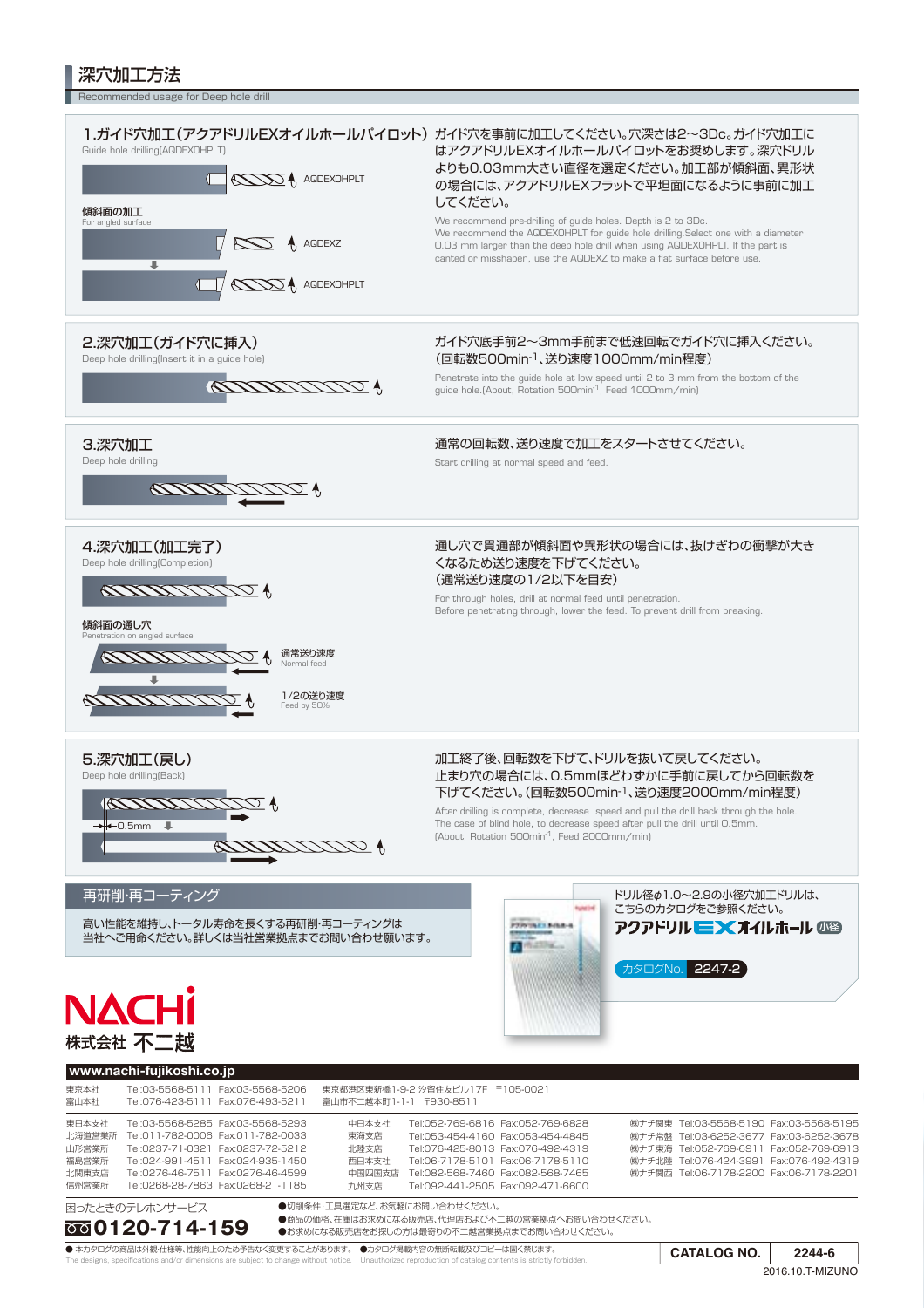## 深穴加工方法

Recommended usage for Deep hole drill

### 1.ガイド穴加工(アクアドリルEXオイルホールパイロット)

Guide hole drilling(AQDEXOHPLT)

AQDEXOHPLT

傾斜面の加工
For angled surface

AQDEXZ

AQDEXOHPLT

ガイド穴を事前に加工してください。穴深さは2〜3Dc。ガイド穴加工にはアクアドリルEXオイルホールパイロットをお奨めします。深穴ドリルよりも0.03mm大きい直径を選定ください。加工部が傾斜面、異形状の場合には、アクアドリルEXフラットで平坦面になるように事前に加工してください。

We recommend pre-drilling of guide holes. Depth is 2 to 3D.
We recommend the AQDEXOHPLT for guide hole drilling.Select one with a diameter 0.03 mm larger than the deep hole drill when using AQDEXOHPLT. If the part is canted or misshapen, use the AQDEXZ to make a flat surface before use.

### 2.深穴加工(ガイド穴に挿入)

Deep hole drilling(Insert it in a guide hole)

ガイド穴底手前2〜3mm手前まで低速回転でガイド穴に挿入ください。(回転数500min$^{-1}$、送り速度1000mm/min程度)

Penetrate into the guide hole at low speed until 2 to 3 mm from the bottom of the guide hole.(About, Rotation 500min$^{-1}$, Feed 1000mm/min)

### 3.深穴加工

Deep hole drilling

通常の回転数、送り速度で加工をスタートさせてください。

Start drilling at normal speed and feed.

### 4.深穴加工(加工完了)

Deep hole drilling(Completion)

傾斜面の通し穴
Penetration on angled surface

通常送り速度
Normal feed

1/2の送り速度
Feed by 50%

通し穴で貫通部が傾斜面や異形状の場合には、抜けぎわの衝撃が大きくなるため送り速度を下げてください。
(通常送り速度の1/2以下を目安)

For through holes, drill at normal feed until penetration.
Before penetrating through, lower the feed. To prevent drill from breaking.

### 5.深穴加工(戻し)

Deep hole drilling(Back)

0.5mm

加工終了後、回転数を下げて、ドリルを抜いて戻してください。
止まり穴の場合には、0.5mmほどわずかに手前に戻してから回転数を下げてください。(回転数500min$^{-1}$、送り速度2000mm/min程度)

After drilling is complete, decrease speed and pull the drill back through the hole.
The case of blind hole, to decrease speed after pull the drill until 0.5mm.
(About, Rotation 500min$^{-1}$, Feed 2000mm/min)

### 再研削・再コーティング

高い性能を維持し、トータル寿命を長くする再研削・再コーティングは当社へご用命ください。詳しくは当社営業拠点までお問い合わせ願います。

ドリル径φ1.0〜2.9の小径穴加工ドリルは、こちらのカタログをご参照ください。

**アクアドリルEXオイルホール 小径**

カタログNo. 2247-2

NACHi
株式会社 不二越

**www.nachi-fujikoshi.co.jp**

| | | | |
|---|---|---|---|
| 東京本社 | Tel:03-5568-5111 | Fax:03-5568-5206 | 東京都港区東新橋1-9-2 汐留住友ビル17F 〒105-0021 |
| 富山本社 | Tel:076-423-5111 | Fax:076-493-5211 | 富山市不二越本町1-1-1 〒930-8511 |

| | | | | | | | | |
|---|---|---|---|---|---|---|---|---|
| 東日本支社 | Tel:03-5568-5285 | Fax:03-5568-5293 | 中日本支社 | Tel:052-769-6816 | Fax:052-769-6828 | ㈱ナチ関東 | Tel:03-5568-5190 | Fax:03-5568-5195 |
| 北海道営業所 | Tel:011-782-0006 | Fax:011-782-0033 | 東海支店 | Tel:053-454-4160 | Fax:053-454-4845 | ㈱ナチ常盤 | Tel:03-6252-3677 | Fax:03-6252-3678 |
| 山形営業所 | Tel:0237-71-0321 | Fax:0237-72-5212 | 北陸支店 | Tel:076-425-8013 | Fax:076-492-4319 | ㈱ナチ東海 | Tel:052-769-6911 | Fax:052-769-6913 |
| 福島営業所 | Tel:024-991-4511 | Fax:024-935-1450 | 西日本支社 | Tel:06-7178-5101 | Fax:06-7178-5110 | ㈱ナチ北陸 | Tel:076-424-3991 | Fax:076-492-4319 |
| 北関東支店 | Tel:0276-46-7511 | Fax:0276-46-4599 | 中国四国支店 | Tel:082-568-7460 | Fax:082-568-7465 | ㈱ナチ関西 | Tel:06-7178-2200 | Fax:06-7178-2201 |
| 信州営業所 | Tel:0268-28-7863 | Fax:0268-21-1185 | 九州支店 | Tel:092-441-2505 | Fax:092-471-6600 | | | |

困ったときのテレホンサービス
**0120-714-159**

●切削条件・工具選定など、お気軽にお問い合わせください。
●商品の価格、在庫はお求めになる販売店、代理店および不二越の営業拠点へお問い合わせください。
●お求めになる販売店をお探しの方は最寄りの不二越営業拠点までお問い合わせください。

● 本カタログの商品は外観・仕様等、性能向上のため予告なく変更することがあります。 ●カタログ掲載内容の無断転載及びコピーは固く禁じます。
The designs, specifications and/or dimensions are subject to change without notice. Unauthorized reproduction of catalog contents is strictly forbidden.

| CATALOG NO. | 2244-6 |
|---|---|

2016.10.T-MIZUNO